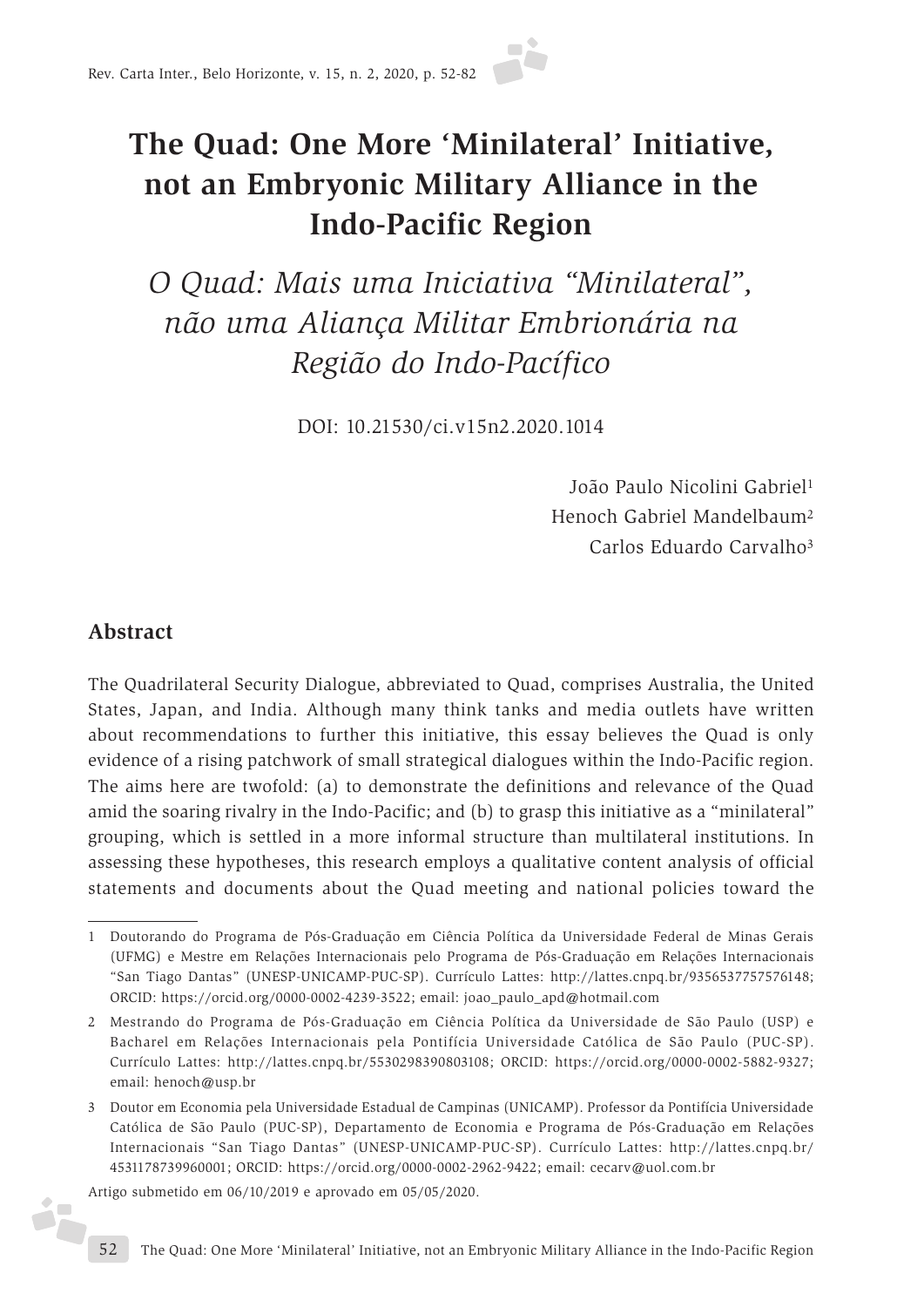# The Quad: One More 'Minilateral' Initiative, not an Embryonic Military Alliance in the Indo-Pacific Region

## *O Quad: Mais uma Iniciativa "Minilateral", não uma Aliança Militar Embrionária na Região do Indo-Pacífico*

DOI: 10.21530/ci.v15n2.2020.1014

João Paulo Nicolini Gabriel[1]
Henoch Gabriel Mandelbaum[2]
Carlos Eduardo Carvalho[3]

## Abstract

The Quadrilateral Security Dialogue, abbreviated to Quad, comprises Australia, the United States, Japan, and India. Although many think tanks and media outlets have written about recommendations to further this initiative, this essay believes the Quad is only evidence of a rising patchwork of small strategical dialogues within the Indo-Pacific region. The aims here are twofold: (a) to demonstrate the definitions and relevance of the Quad amid the soaring rivalry in the Indo-Pacific; and (b) to grasp this initiative as a "minilateral" grouping, which is settled in a more informal structure than multilateral institutions. In assessing these hypotheses, this research employs a qualitative content analysis of official statements and documents about the Quad meeting and national policies toward the

---

1 Doutorando do Programa de Pós-Graduação em Ciência Política da Universidade Federal de Minas Gerais (UFMG) e Mestre em Relações Internacionais pelo Programa de Pós-Graduação em Relações Internacionais "San Tiago Dantas" (UNESP-UNICAMP-PUC-SP). Currículo Lattes: http://lattes.cnpq.br/9356537757576148; ORCID: https://orcid.org/0000-0002-4239-3522; email: joao_paulo_apd@hotmail.com

2 Mestrando do Programa de Pós-Graduação em Ciência Política da Universidade de São Paulo (USP) e Bacharel em Relações Internacionais pela Pontifícia Universidade Católica de São Paulo (PUC-SP). Currículo Lattes: http://lattes.cnpq.br/5530298390803108; ORCID: https://orcid.org/0000-0002-5882-9327; email: henoch@usp.br

3 Doutor em Economia pela Universidade Estadual de Campinas (UNICAMP). Professor da Pontifícia Universidade Católica de São Paulo (PUC-SP), Departamento de Economia e Programa de Pós-Graduação em Relações Internacionais "San Tiago Dantas" (UNESP-UNICAMP-PUC-SP). Currículo Lattes: http://lattes.cnpq.br/4531178739960001; ORCID: https://orcid.org/0000-0002-2962-9422; email: cecarv@uol.com.br

Artigo submetido em 06/10/2019 e aprovado em 05/05/2020.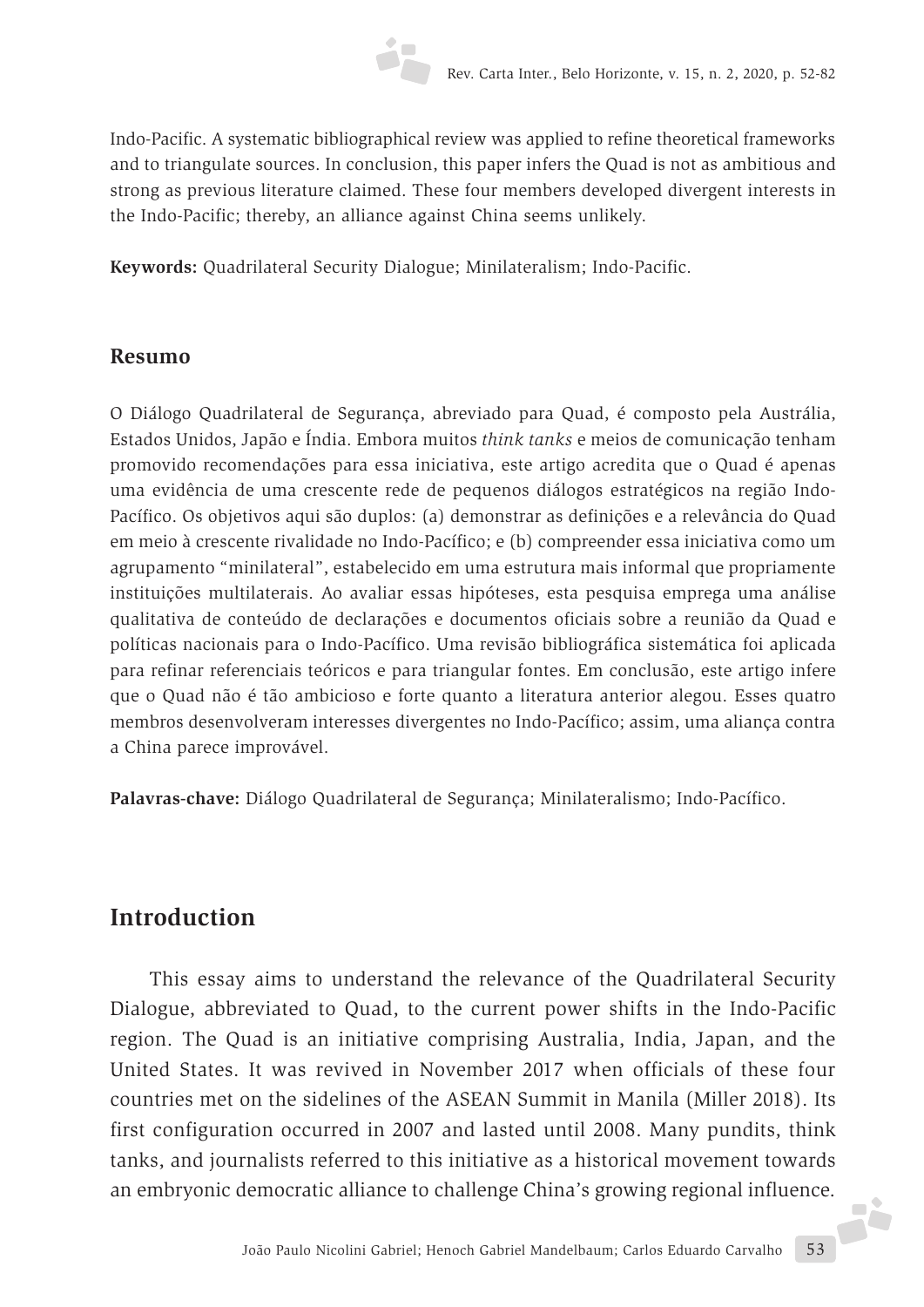Indo-Pacific. A systematic bibliographical review was applied to refine theoretical frameworks and to triangulate sources. In conclusion, this paper infers the Quad is not as ambitious and strong as previous literature claimed. These four members developed divergent interests in the Indo-Pacific; thereby, an alliance against China seems unlikely.

**Keywords:** Quadrilateral Security Dialogue; Minilateralism; Indo-Pacific.

## Resumo

O Diálogo Quadrilateral de Segurança, abreviado para Quad, é composto pela Austrália, Estados Unidos, Japão e Índia. Embora muitos *think tanks* e meios de comunicação tenham promovido recomendações para essa iniciativa, este artigo acredita que o Quad é apenas uma evidência de uma crescente rede de pequenos diálogos estratégicos na região Indo-Pacífico. Os objetivos aqui são duplos: (a) demonstrar as definições e a relevância do Quad em meio à crescente rivalidade no Indo-Pacífico; e (b) compreender essa iniciativa como um agrupamento "minilateral", estabelecido em uma estrutura mais informal que propriamente instituições multilaterais. Ao avaliar essas hipóteses, esta pesquisa emprega uma análise qualitativa de conteúdo de declarações e documentos oficiais sobre a reunião da Quad e políticas nacionais para o Indo-Pacífico. Uma revisão bibliográfica sistemática foi aplicada para refinar referenciais teóricos e para triangular fontes. Em conclusão, este artigo infere que o Quad não é tão ambicioso e forte quanto a literatura anterior alegou. Esses quatro membros desenvolveram interesses divergentes no Indo-Pacífico; assim, uma aliança contra a China parece improvável.

**Palavras-chave:** Diálogo Quadrilateral de Segurança; Minilateralismo; Indo-Pacífico.

# Introduction

This essay aims to understand the relevance of the Quadrilateral Security Dialogue, abbreviated to Quad, to the current power shifts in the Indo-Pacific region. The Quad is an initiative comprising Australia, India, Japan, and the United States. It was revived in November 2017 when officials of these four countries met on the sidelines of the ASEAN Summit in Manila (Miller 2018). Its first configuration occurred in 2007 and lasted until 2008. Many pundits, think tanks, and journalists referred to this initiative as a historical movement towards an embryonic democratic alliance to challenge China's growing regional influence.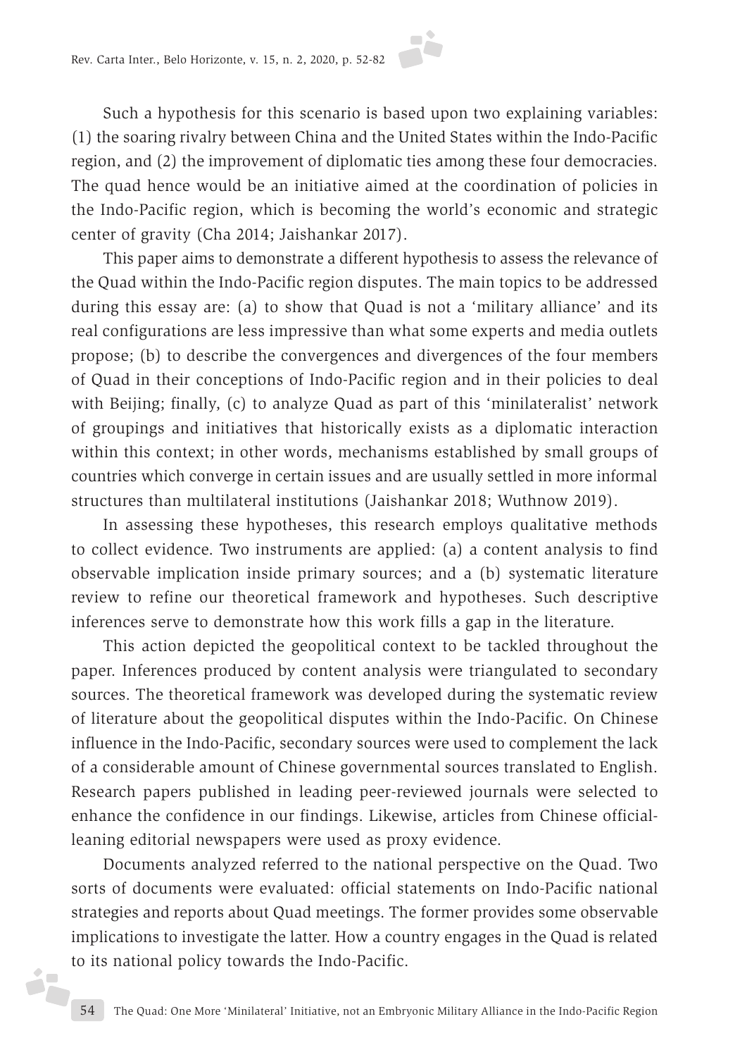Such a hypothesis for this scenario is based upon two explaining variables: (1) the soaring rivalry between China and the United States within the Indo-Pacific region, and (2) the improvement of diplomatic ties among these four democracies. The quad hence would be an initiative aimed at the coordination of policies in the Indo-Pacific region, which is becoming the world's economic and strategic center of gravity (Cha 2014; Jaishankar 2017).

This paper aims to demonstrate a different hypothesis to assess the relevance of the Quad within the Indo-Pacific region disputes. The main topics to be addressed during this essay are: (a) to show that Quad is not a 'military alliance' and its real configurations are less impressive than what some experts and media outlets propose; (b) to describe the convergences and divergences of the four members of Quad in their conceptions of Indo-Pacific region and in their policies to deal with Beijing; finally, (c) to analyze Quad as part of this 'minilateralist' network of groupings and initiatives that historically exists as a diplomatic interaction within this context; in other words, mechanisms established by small groups of countries which converge in certain issues and are usually settled in more informal structures than multilateral institutions (Jaishankar 2018; Wuthnow 2019).

In assessing these hypotheses, this research employs qualitative methods to collect evidence. Two instruments are applied: (a) a content analysis to find observable implication inside primary sources; and a (b) systematic literature review to refine our theoretical framework and hypotheses. Such descriptive inferences serve to demonstrate how this work fills a gap in the literature.

This action depicted the geopolitical context to be tackled throughout the paper. Inferences produced by content analysis were triangulated to secondary sources. The theoretical framework was developed during the systematic review of literature about the geopolitical disputes within the Indo-Pacific. On Chinese influence in the Indo-Pacific, secondary sources were used to complement the lack of a considerable amount of Chinese governmental sources translated to English. Research papers published in leading peer-reviewed journals were selected to enhance the confidence in our findings. Likewise, articles from Chinese official-leaning editorial newspapers were used as proxy evidence.

Documents analyzed referred to the national perspective on the Quad. Two sorts of documents were evaluated: official statements on Indo-Pacific national strategies and reports about Quad meetings. The former provides some observable implications to investigate the latter. How a country engages in the Quad is related to its national policy towards the Indo-Pacific.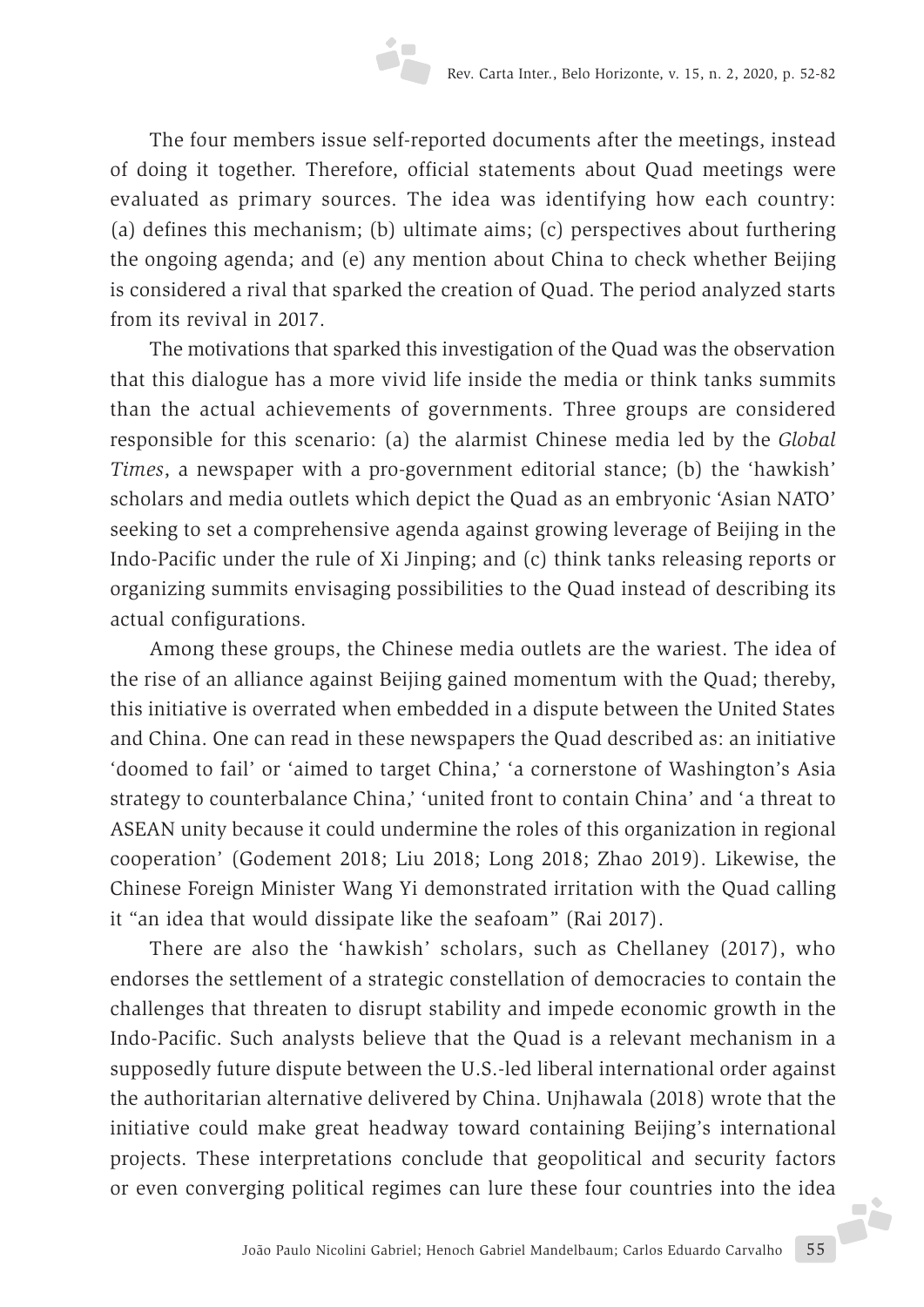The four members issue self-reported documents after the meetings, instead of doing it together. Therefore, official statements about Quad meetings were evaluated as primary sources. The idea was identifying how each country: (a) defines this mechanism; (b) ultimate aims; (c) perspectives about furthering the ongoing agenda; and (e) any mention about China to check whether Beijing is considered a rival that sparked the creation of Quad. The period analyzed starts from its revival in 2017.

The motivations that sparked this investigation of the Quad was the observation that this dialogue has a more vivid life inside the media or think tanks summits than the actual achievements of governments. Three groups are considered responsible for this scenario: (a) the alarmist Chinese media led by the *Global Times*, a newspaper with a pro-government editorial stance; (b) the 'hawkish' scholars and media outlets which depict the Quad as an embryonic 'Asian NATO' seeking to set a comprehensive agenda against growing leverage of Beijing in the Indo-Pacific under the rule of Xi Jinping; and (c) think tanks releasing reports or organizing summits envisaging possibilities to the Quad instead of describing its actual configurations.

Among these groups, the Chinese media outlets are the wariest. The idea of the rise of an alliance against Beijing gained momentum with the Quad; thereby, this initiative is overrated when embedded in a dispute between the United States and China. One can read in these newspapers the Quad described as: an initiative 'doomed to fail' or 'aimed to target China,' 'a cornerstone of Washington's Asia strategy to counterbalance China,' 'united front to contain China' and 'a threat to ASEAN unity because it could undermine the roles of this organization in regional cooperation' (Godement 2018; Liu 2018; Long 2018; Zhao 2019). Likewise, the Chinese Foreign Minister Wang Yi demonstrated irritation with the Quad calling it "an idea that would dissipate like the seafoam" (Rai 2017).

There are also the 'hawkish' scholars, such as Chellaney (2017), who endorses the settlement of a strategic constellation of democracies to contain the challenges that threaten to disrupt stability and impede economic growth in the Indo-Pacific. Such analysts believe that the Quad is a relevant mechanism in a supposedly future dispute between the U.S.-led liberal international order against the authoritarian alternative delivered by China. Unjhawala (2018) wrote that the initiative could make great headway toward containing Beijing's international projects. These interpretations conclude that geopolitical and security factors or even converging political regimes can lure these four countries into the idea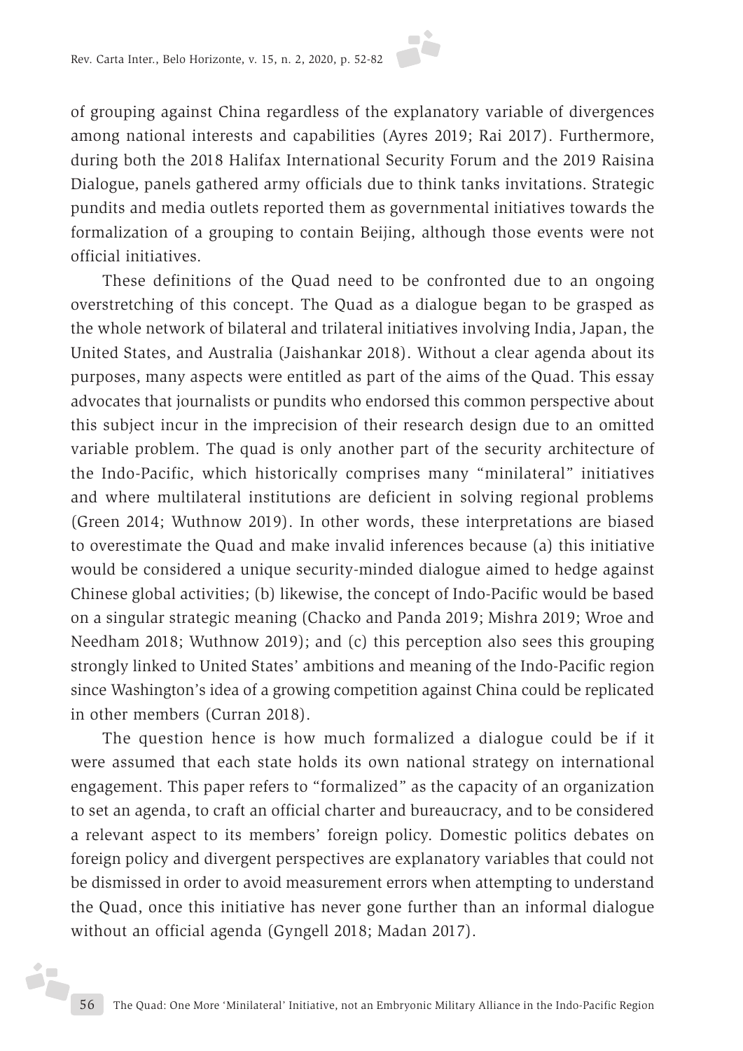of grouping against China regardless of the explanatory variable of divergences among national interests and capabilities (Ayres 2019; Rai 2017). Furthermore, during both the 2018 Halifax International Security Forum and the 2019 Raisina Dialogue, panels gathered army officials due to think tanks invitations. Strategic pundits and media outlets reported them as governmental initiatives towards the formalization of a grouping to contain Beijing, although those events were not official initiatives.

These definitions of the Quad need to be confronted due to an ongoing overstretching of this concept. The Quad as a dialogue began to be grasped as the whole network of bilateral and trilateral initiatives involving India, Japan, the United States, and Australia (Jaishankar 2018). Without a clear agenda about its purposes, many aspects were entitled as part of the aims of the Quad. This essay advocates that journalists or pundits who endorsed this common perspective about this subject incur in the imprecision of their research design due to an omitted variable problem. The quad is only another part of the security architecture of the Indo-Pacific, which historically comprises many "minilateral" initiatives and where multilateral institutions are deficient in solving regional problems (Green 2014; Wuthnow 2019). In other words, these interpretations are biased to overestimate the Quad and make invalid inferences because (a) this initiative would be considered a unique security-minded dialogue aimed to hedge against Chinese global activities; (b) likewise, the concept of Indo-Pacific would be based on a singular strategic meaning (Chacko and Panda 2019; Mishra 2019; Wroe and Needham 2018; Wuthnow 2019); and (c) this perception also sees this grouping strongly linked to United States' ambitions and meaning of the Indo-Pacific region since Washington's idea of a growing competition against China could be replicated in other members (Curran 2018).

The question hence is how much formalized a dialogue could be if it were assumed that each state holds its own national strategy on international engagement. This paper refers to "formalized" as the capacity of an organization to set an agenda, to craft an official charter and bureaucracy, and to be considered a relevant aspect to its members' foreign policy. Domestic politics debates on foreign policy and divergent perspectives are explanatory variables that could not be dismissed in order to avoid measurement errors when attempting to understand the Quad, once this initiative has never gone further than an informal dialogue without an official agenda (Gyngell 2018; Madan 2017).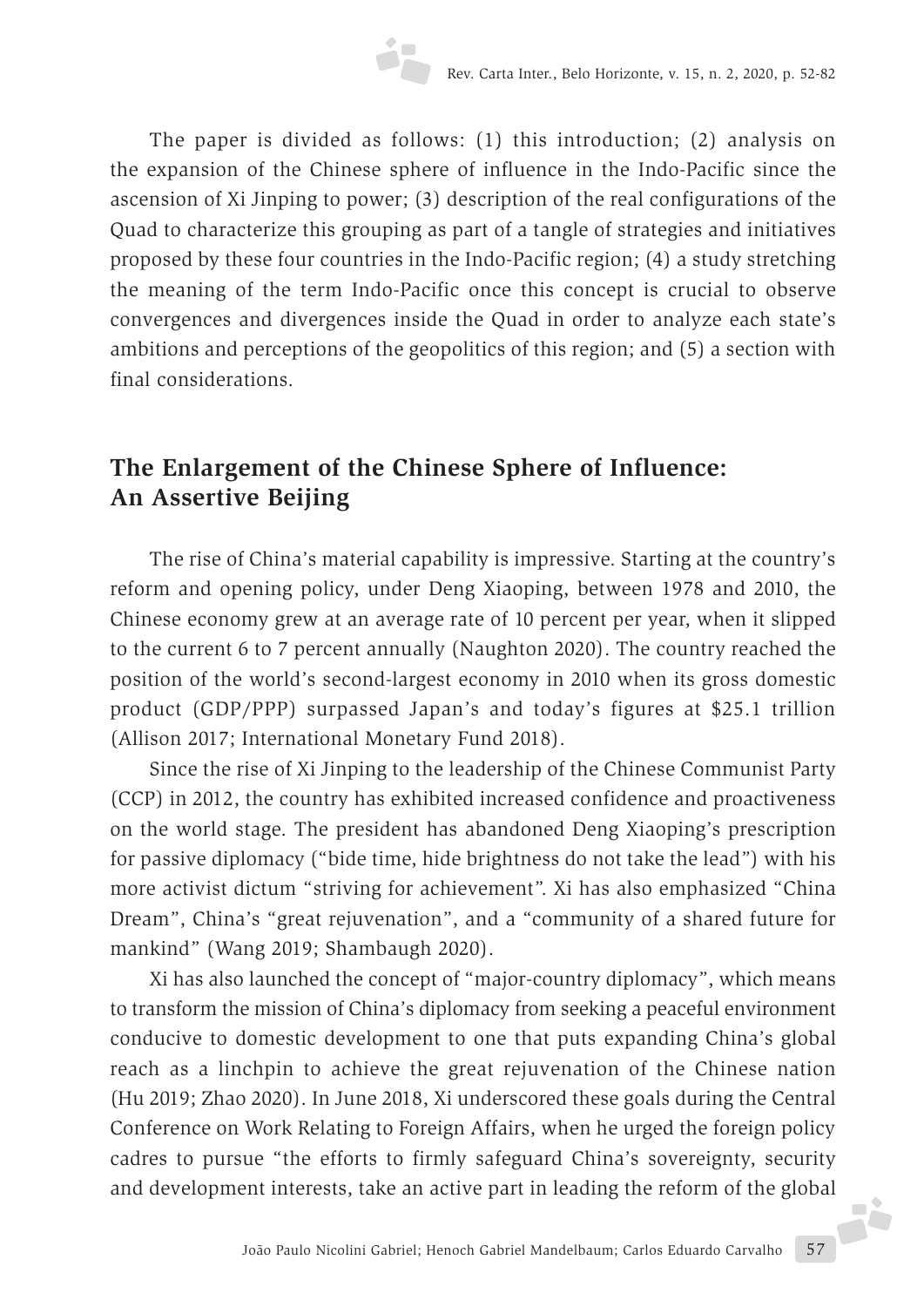The paper is divided as follows: (1) this introduction; (2) analysis on the expansion of the Chinese sphere of influence in the Indo-Pacific since the ascension of Xi Jinping to power; (3) description of the real configurations of the Quad to characterize this grouping as part of a tangle of strategies and initiatives proposed by these four countries in the Indo-Pacific region; (4) a study stretching the meaning of the term Indo-Pacific once this concept is crucial to observe convergences and divergences inside the Quad in order to analyze each state's ambitions and perceptions of the geopolitics of this region; and (5) a section with final considerations.

## The Enlargement of the Chinese Sphere of Influence: An Assertive Beijing

The rise of China's material capability is impressive. Starting at the country's reform and opening policy, under Deng Xiaoping, between 1978 and 2010, the Chinese economy grew at an average rate of 10 percent per year, when it slipped to the current 6 to 7 percent annually (Naughton 2020). The country reached the position of the world's second-largest economy in 2010 when its gross domestic product (GDP/PPP) surpassed Japan's and today's figures at $25.1 trillion (Allison 2017; International Monetary Fund 2018).

Since the rise of Xi Jinping to the leadership of the Chinese Communist Party (CCP) in 2012, the country has exhibited increased confidence and proactiveness on the world stage. The president has abandoned Deng Xiaoping's prescription for passive diplomacy ("bide time, hide brightness do not take the lead") with his more activist dictum "striving for achievement". Xi has also emphasized "China Dream", China's "great rejuvenation", and a "community of a shared future for mankind" (Wang 2019; Shambaugh 2020).

Xi has also launched the concept of "major-country diplomacy", which means to transform the mission of China's diplomacy from seeking a peaceful environment conducive to domestic development to one that puts expanding China's global reach as a linchpin to achieve the great rejuvenation of the Chinese nation (Hu 2019; Zhao 2020). In June 2018, Xi underscored these goals during the Central Conference on Work Relating to Foreign Affairs, when he urged the foreign policy cadres to pursue "the efforts to firmly safeguard China's sovereignty, security and development interests, take an active part in leading the reform of the global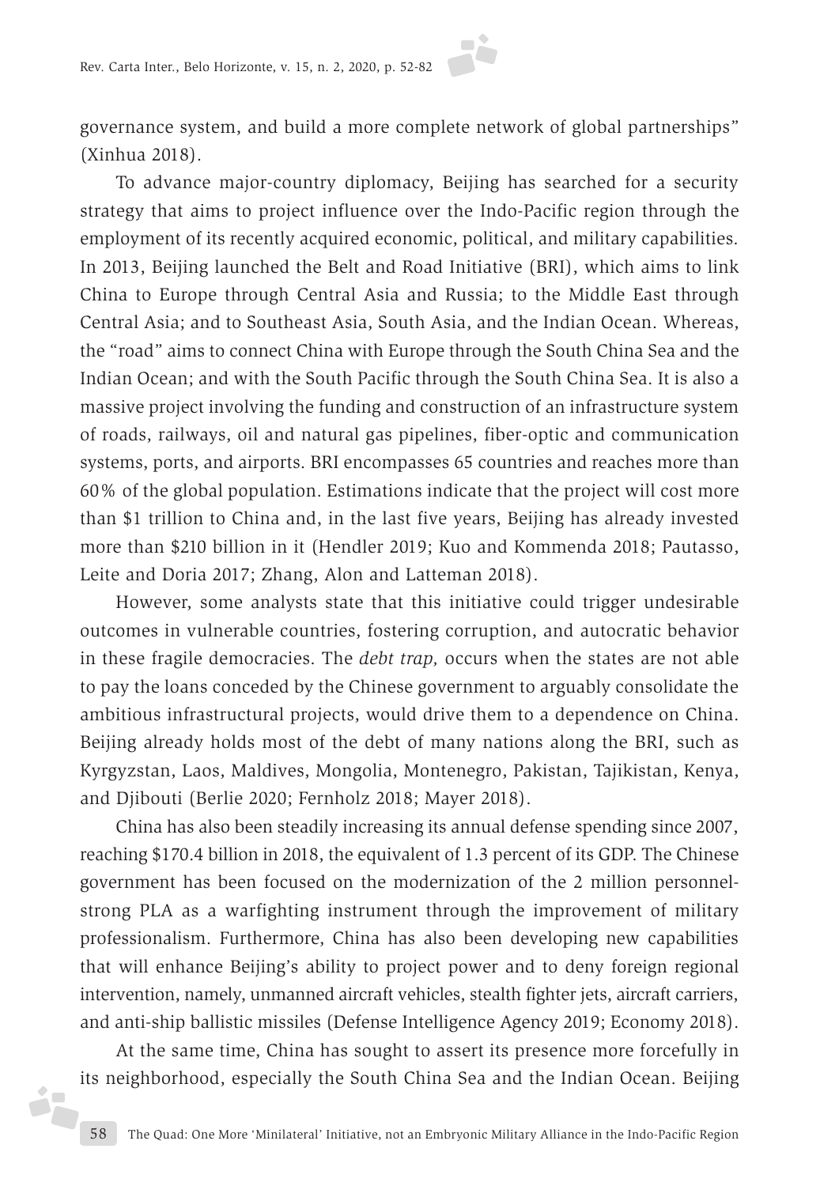governance system, and build a more complete network of global partnerships" (Xinhua 2018).

To advance major-country diplomacy, Beijing has searched for a security strategy that aims to project influence over the Indo-Pacific region through the employment of its recently acquired economic, political, and military capabilities. In 2013, Beijing launched the Belt and Road Initiative (BRI), which aims to link China to Europe through Central Asia and Russia; to the Middle East through Central Asia; and to Southeast Asia, South Asia, and the Indian Ocean. Whereas, the "road" aims to connect China with Europe through the South China Sea and the Indian Ocean; and with the South Pacific through the South China Sea. It is also a massive project involving the funding and construction of an infrastructure system of roads, railways, oil and natural gas pipelines, fiber-optic and communication systems, ports, and airports. BRI encompasses 65 countries and reaches more than 60% of the global population. Estimations indicate that the project will cost more than $1 trillion to China and, in the last five years, Beijing has already invested more than $210 billion in it (Hendler 2019; Kuo and Kommenda 2018; Pautasso, Leite and Doria 2017; Zhang, Alon and Latteman 2018).

However, some analysts state that this initiative could trigger undesirable outcomes in vulnerable countries, fostering corruption, and autocratic behavior in these fragile democracies. The *debt trap,* occurs when the states are not able to pay the loans conceded by the Chinese government to arguably consolidate the ambitious infrastructural projects, would drive them to a dependence on China. Beijing already holds most of the debt of many nations along the BRI, such as Kyrgyzstan, Laos, Maldives, Mongolia, Montenegro, Pakistan, Tajikistan, Kenya, and Djibouti (Berlie 2020; Fernholz 2018; Mayer 2018).

China has also been steadily increasing its annual defense spending since 2007, reaching $170.4 billion in 2018, the equivalent of 1.3 percent of its GDP. The Chinese government has been focused on the modernization of the 2 million personnel-strong PLA as a warfighting instrument through the improvement of military professionalism. Furthermore, China has also been developing new capabilities that will enhance Beijing's ability to project power and to deny foreign regional intervention, namely, unmanned aircraft vehicles, stealth fighter jets, aircraft carriers, and anti-ship ballistic missiles (Defense Intelligence Agency 2019; Economy 2018).

At the same time, China has sought to assert its presence more forcefully in its neighborhood, especially the South China Sea and the Indian Ocean. Beijing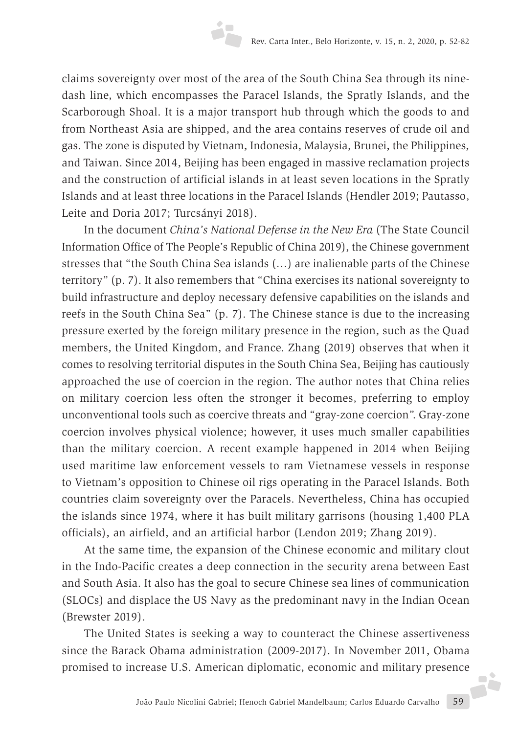claims sovereignty over most of the area of the South China Sea through its nine-dash line, which encompasses the Paracel Islands, the Spratly Islands, and the Scarborough Shoal. It is a major transport hub through which the goods to and from Northeast Asia are shipped, and the area contains reserves of crude oil and gas. The zone is disputed by Vietnam, Indonesia, Malaysia, Brunei, the Philippines, and Taiwan. Since 2014, Beijing has been engaged in massive reclamation projects and the construction of artificial islands in at least seven locations in the Spratly Islands and at least three locations in the Paracel Islands (Hendler 2019; Pautasso, Leite and Doria 2017; Turcsányi 2018).

In the document *China's National Defense in the New Era* (The State Council Information Office of The People's Republic of China 2019), the Chinese government stresses that "the South China Sea islands (…) are inalienable parts of the Chinese territory" (p. 7). It also remembers that "China exercises its national sovereignty to build infrastructure and deploy necessary defensive capabilities on the islands and reefs in the South China Sea" (p. 7). The Chinese stance is due to the increasing pressure exerted by the foreign military presence in the region, such as the Quad members, the United Kingdom, and France. Zhang (2019) observes that when it comes to resolving territorial disputes in the South China Sea, Beijing has cautiously approached the use of coercion in the region. The author notes that China relies on military coercion less often the stronger it becomes, preferring to employ unconventional tools such as coercive threats and "gray-zone coercion". Gray-zone coercion involves physical violence; however, it uses much smaller capabilities than the military coercion. A recent example happened in 2014 when Beijing used maritime law enforcement vessels to ram Vietnamese vessels in response to Vietnam's opposition to Chinese oil rigs operating in the Paracel Islands. Both countries claim sovereignty over the Paracels. Nevertheless, China has occupied the islands since 1974, where it has built military garrisons (housing 1,400 PLA officials), an airfield, and an artificial harbor (Lendon 2019; Zhang 2019).

At the same time, the expansion of the Chinese economic and military clout in the Indo-Pacific creates a deep connection in the security arena between East and South Asia. It also has the goal to secure Chinese sea lines of communication (SLOCs) and displace the US Navy as the predominant navy in the Indian Ocean (Brewster 2019).

The United States is seeking a way to counteract the Chinese assertiveness since the Barack Obama administration (2009-2017). In November 2011, Obama promised to increase U.S. American diplomatic, economic and military presence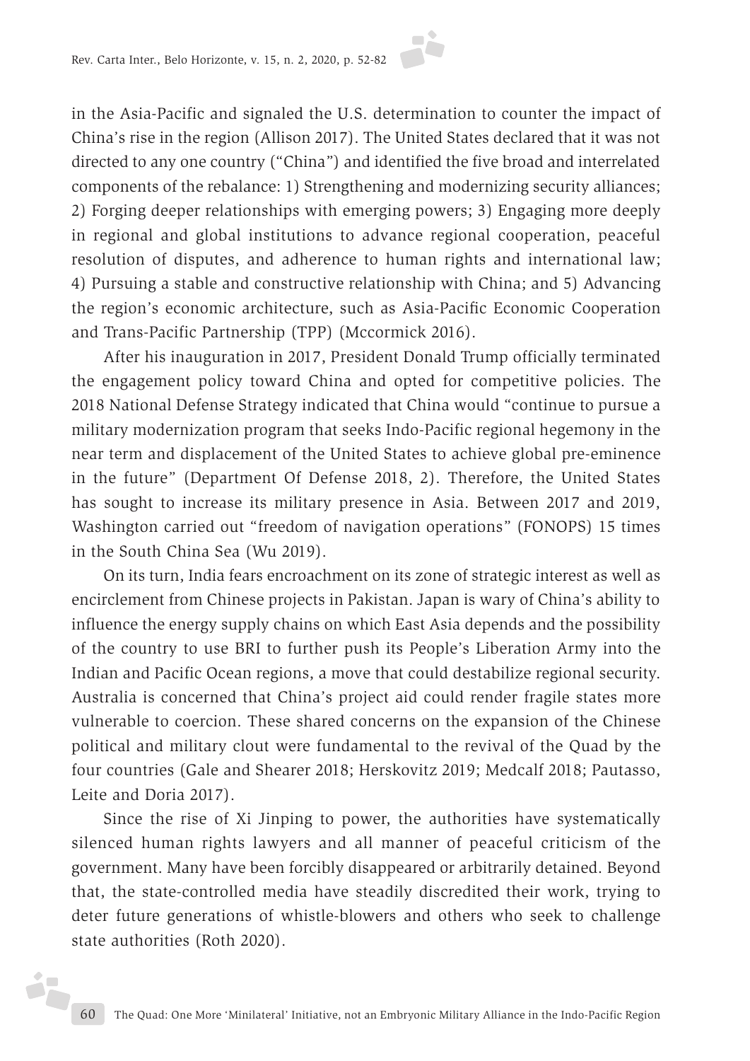in the Asia-Pacific and signaled the U.S. determination to counter the impact of China's rise in the region (Allison 2017). The United States declared that it was not directed to any one country ("China") and identified the five broad and interrelated components of the rebalance: 1) Strengthening and modernizing security alliances; 2) Forging deeper relationships with emerging powers; 3) Engaging more deeply in regional and global institutions to advance regional cooperation, peaceful resolution of disputes, and adherence to human rights and international law; 4) Pursuing a stable and constructive relationship with China; and 5) Advancing the region's economic architecture, such as Asia-Pacific Economic Cooperation and Trans-Pacific Partnership (TPP) (Mccormick 2016).

After his inauguration in 2017, President Donald Trump officially terminated the engagement policy toward China and opted for competitive policies. The 2018 National Defense Strategy indicated that China would "continue to pursue a military modernization program that seeks Indo-Pacific regional hegemony in the near term and displacement of the United States to achieve global pre-eminence in the future" (Department Of Defense 2018, 2). Therefore, the United States has sought to increase its military presence in Asia. Between 2017 and 2019, Washington carried out "freedom of navigation operations" (FONOPS) 15 times in the South China Sea (Wu 2019).

On its turn, India fears encroachment on its zone of strategic interest as well as encirclement from Chinese projects in Pakistan. Japan is wary of China's ability to influence the energy supply chains on which East Asia depends and the possibility of the country to use BRI to further push its People's Liberation Army into the Indian and Pacific Ocean regions, a move that could destabilize regional security. Australia is concerned that China's project aid could render fragile states more vulnerable to coercion. These shared concerns on the expansion of the Chinese political and military clout were fundamental to the revival of the Quad by the four countries (Gale and Shearer 2018; Herskovitz 2019; Medcalf 2018; Pautasso, Leite and Doria 2017).

Since the rise of Xi Jinping to power, the authorities have systematically silenced human rights lawyers and all manner of peaceful criticism of the government. Many have been forcibly disappeared or arbitrarily detained. Beyond that, the state-controlled media have steadily discredited their work, trying to deter future generations of whistle-blowers and others who seek to challenge state authorities (Roth 2020).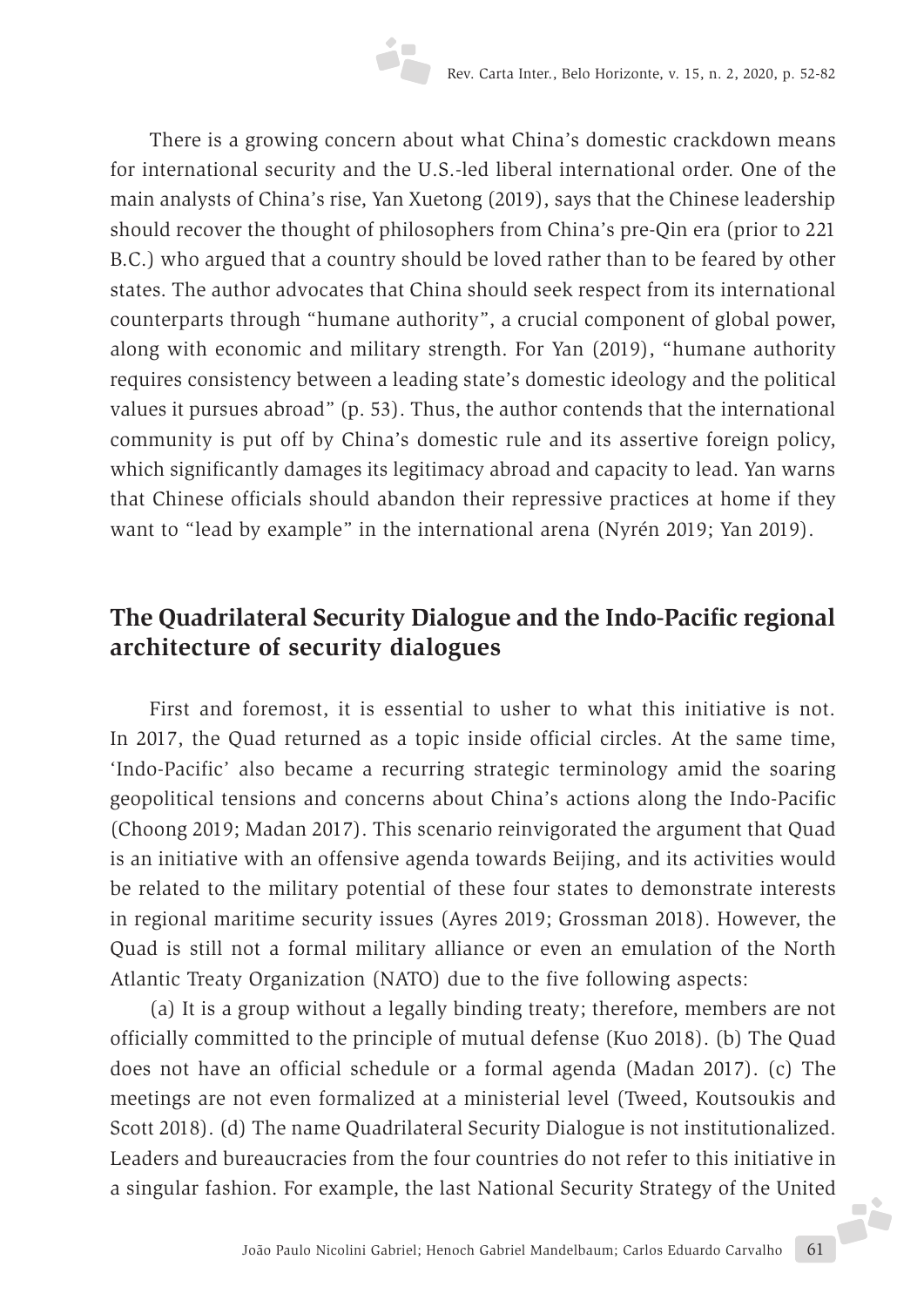There is a growing concern about what China's domestic crackdown means for international security and the U.S.-led liberal international order. One of the main analysts of China's rise, Yan Xuetong (2019), says that the Chinese leadership should recover the thought of philosophers from China's pre-Qin era (prior to 221 B.C.) who argued that a country should be loved rather than to be feared by other states. The author advocates that China should seek respect from its international counterparts through "humane authority", a crucial component of global power, along with economic and military strength. For Yan (2019), "humane authority requires consistency between a leading state's domestic ideology and the political values it pursues abroad" (p. 53). Thus, the author contends that the international community is put off by China's domestic rule and its assertive foreign policy, which significantly damages its legitimacy abroad and capacity to lead. Yan warns that Chinese officials should abandon their repressive practices at home if they want to "lead by example" in the international arena (Nyrén 2019; Yan 2019).

## The Quadrilateral Security Dialogue and the Indo-Pacific regional architecture of security dialogues

First and foremost, it is essential to usher to what this initiative is not. In 2017, the Quad returned as a topic inside official circles. At the same time, 'Indo-Pacific' also became a recurring strategic terminology amid the soaring geopolitical tensions and concerns about China's actions along the Indo-Pacific (Choong 2019; Madan 2017). This scenario reinvigorated the argument that Quad is an initiative with an offensive agenda towards Beijing, and its activities would be related to the military potential of these four states to demonstrate interests in regional maritime security issues (Ayres 2019; Grossman 2018). However, the Quad is still not a formal military alliance or even an emulation of the North Atlantic Treaty Organization (NATO) due to the five following aspects:

(a) It is a group without a legally binding treaty; therefore, members are not officially committed to the principle of mutual defense (Kuo 2018). (b) The Quad does not have an official schedule or a formal agenda (Madan 2017). (c) The meetings are not even formalized at a ministerial level (Tweed, Koutsoukis and Scott 2018). (d) The name Quadrilateral Security Dialogue is not institutionalized. Leaders and bureaucracies from the four countries do not refer to this initiative in a singular fashion. For example, the last National Security Strategy of the United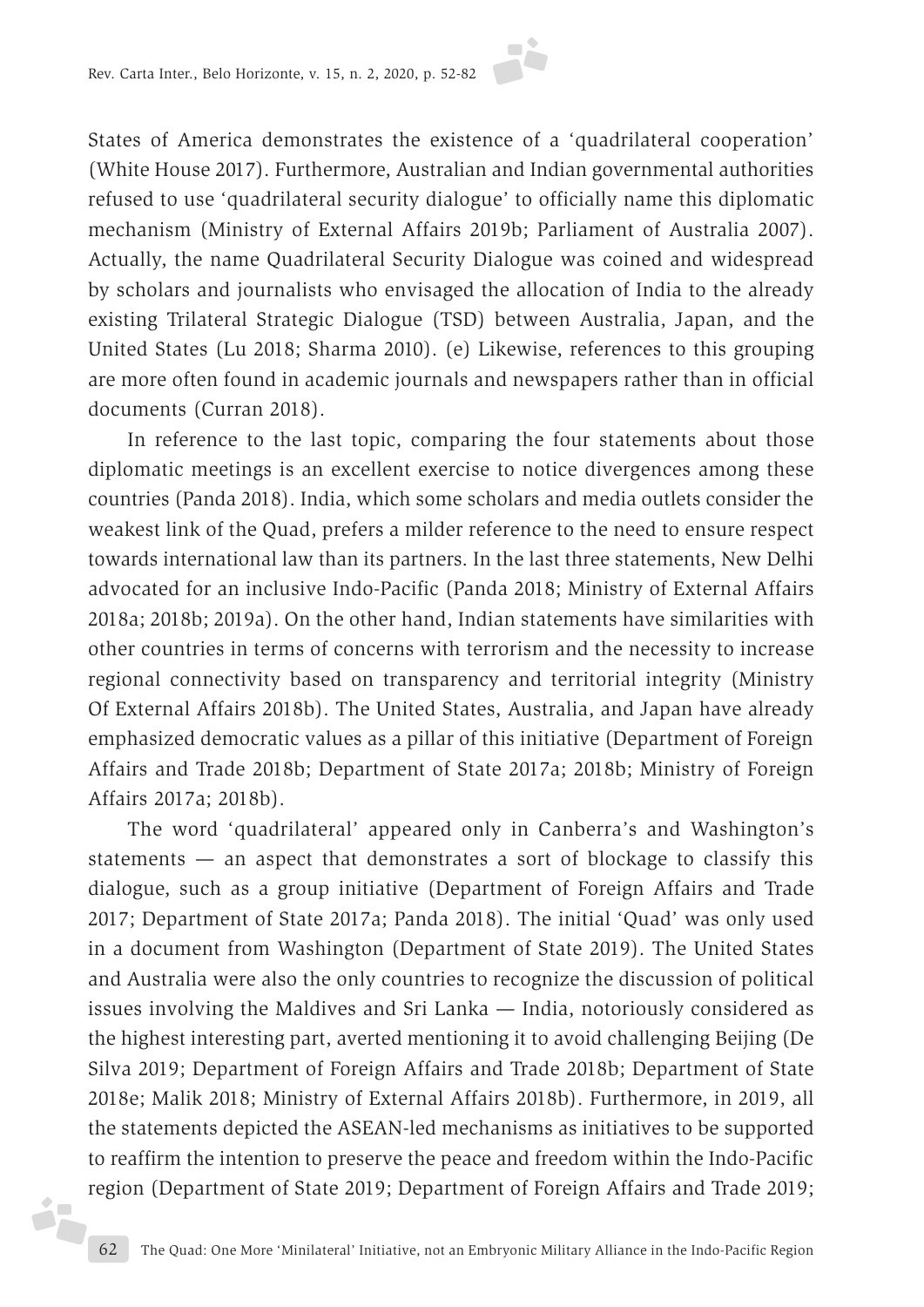States of America demonstrates the existence of a 'quadrilateral cooperation' (White House 2017). Furthermore, Australian and Indian governmental authorities refused to use 'quadrilateral security dialogue' to officially name this diplomatic mechanism (Ministry of External Affairs 2019b; Parliament of Australia 2007). Actually, the name Quadrilateral Security Dialogue was coined and widespread by scholars and journalists who envisaged the allocation of India to the already existing Trilateral Strategic Dialogue (TSD) between Australia, Japan, and the United States (Lu 2018; Sharma 2010). (e) Likewise, references to this grouping are more often found in academic journals and newspapers rather than in official documents (Curran 2018).

In reference to the last topic, comparing the four statements about those diplomatic meetings is an excellent exercise to notice divergences among these countries (Panda 2018). India, which some scholars and media outlets consider the weakest link of the Quad, prefers a milder reference to the need to ensure respect towards international law than its partners. In the last three statements, New Delhi advocated for an inclusive Indo-Pacific (Panda 2018; Ministry of External Affairs 2018a; 2018b; 2019a). On the other hand, Indian statements have similarities with other countries in terms of concerns with terrorism and the necessity to increase regional connectivity based on transparency and territorial integrity (Ministry Of External Affairs 2018b). The United States, Australia, and Japan have already emphasized democratic values as a pillar of this initiative (Department of Foreign Affairs and Trade 2018b; Department of State 2017a; 2018b; Ministry of Foreign Affairs 2017a; 2018b).

The word 'quadrilateral' appeared only in Canberra's and Washington's statements — an aspect that demonstrates a sort of blockage to classify this dialogue, such as a group initiative (Department of Foreign Affairs and Trade 2017; Department of State 2017a; Panda 2018). The initial 'Quad' was only used in a document from Washington (Department of State 2019). The United States and Australia were also the only countries to recognize the discussion of political issues involving the Maldives and Sri Lanka — India, notoriously considered as the highest interesting part, averted mentioning it to avoid challenging Beijing (De Silva 2019; Department of Foreign Affairs and Trade 2018b; Department of State 2018e; Malik 2018; Ministry of External Affairs 2018b). Furthermore, in 2019, all the statements depicted the ASEAN-led mechanisms as initiatives to be supported to reaffirm the intention to preserve the peace and freedom within the Indo-Pacific region (Department of State 2019; Department of Foreign Affairs and Trade 2019;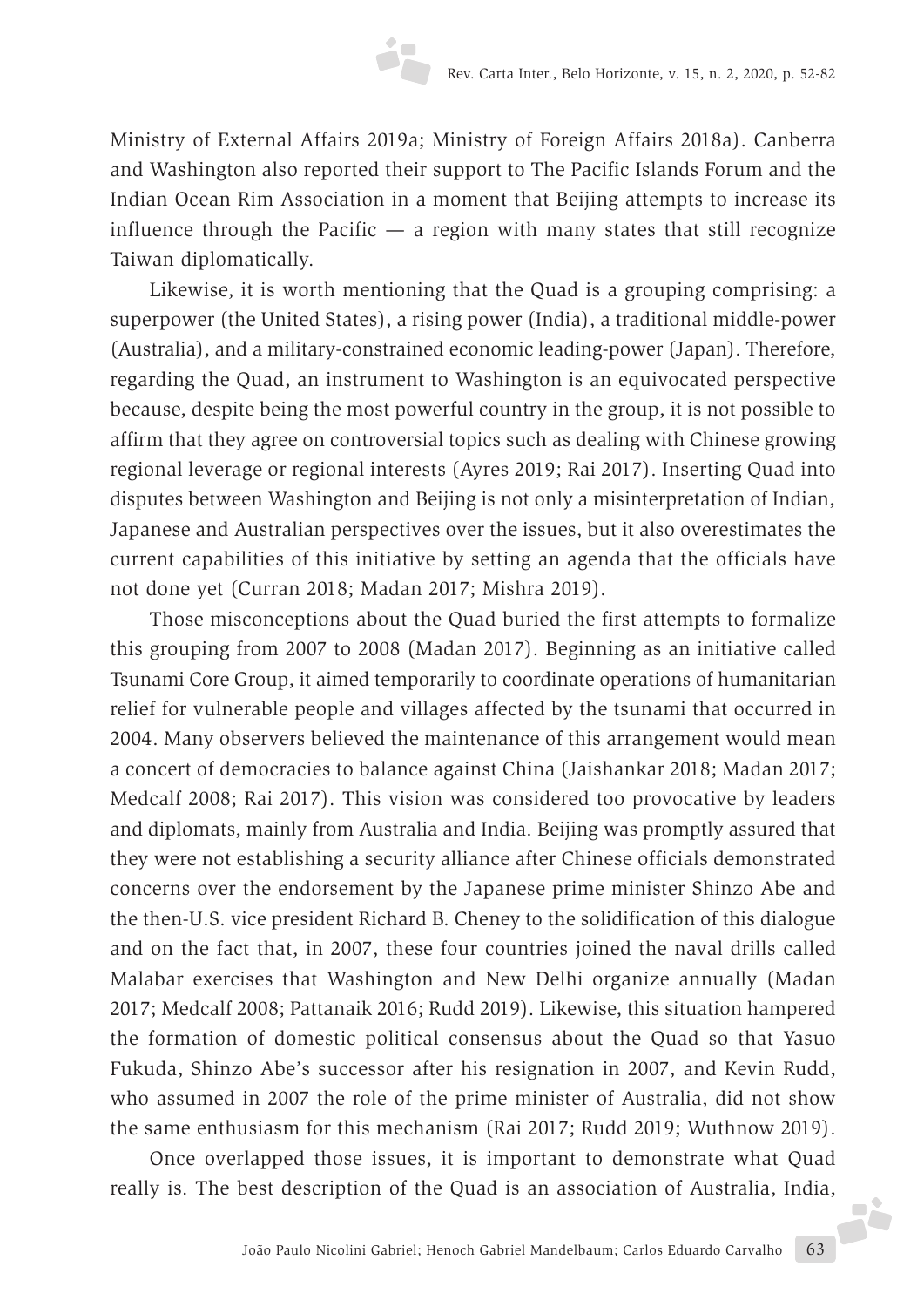Ministry of External Affairs 2019a; Ministry of Foreign Affairs 2018a). Canberra and Washington also reported their support to The Pacific Islands Forum and the Indian Ocean Rim Association in a moment that Beijing attempts to increase its influence through the Pacific — a region with many states that still recognize Taiwan diplomatically.

Likewise, it is worth mentioning that the Quad is a grouping comprising: a superpower (the United States), a rising power (India), a traditional middle-power (Australia), and a military-constrained economic leading-power (Japan). Therefore, regarding the Quad, an instrument to Washington is an equivocated perspective because, despite being the most powerful country in the group, it is not possible to affirm that they agree on controversial topics such as dealing with Chinese growing regional leverage or regional interests (Ayres 2019; Rai 2017). Inserting Quad into disputes between Washington and Beijing is not only a misinterpretation of Indian, Japanese and Australian perspectives over the issues, but it also overestimates the current capabilities of this initiative by setting an agenda that the officials have not done yet (Curran 2018; Madan 2017; Mishra 2019).

Those misconceptions about the Quad buried the first attempts to formalize this grouping from 2007 to 2008 (Madan 2017). Beginning as an initiative called Tsunami Core Group, it aimed temporarily to coordinate operations of humanitarian relief for vulnerable people and villages affected by the tsunami that occurred in 2004. Many observers believed the maintenance of this arrangement would mean a concert of democracies to balance against China (Jaishankar 2018; Madan 2017; Medcalf 2008; Rai 2017). This vision was considered too provocative by leaders and diplomats, mainly from Australia and India. Beijing was promptly assured that they were not establishing a security alliance after Chinese officials demonstrated concerns over the endorsement by the Japanese prime minister Shinzo Abe and the then-U.S. vice president Richard B. Cheney to the solidification of this dialogue and on the fact that, in 2007, these four countries joined the naval drills called Malabar exercises that Washington and New Delhi organize annually (Madan 2017; Medcalf 2008; Pattanaik 2016; Rudd 2019). Likewise, this situation hampered the formation of domestic political consensus about the Quad so that Yasuo Fukuda, Shinzo Abe's successor after his resignation in 2007, and Kevin Rudd, who assumed in 2007 the role of the prime minister of Australia, did not show the same enthusiasm for this mechanism (Rai 2017; Rudd 2019; Wuthnow 2019).

Once overlapped those issues, it is important to demonstrate what Quad really is. The best description of the Quad is an association of Australia, India,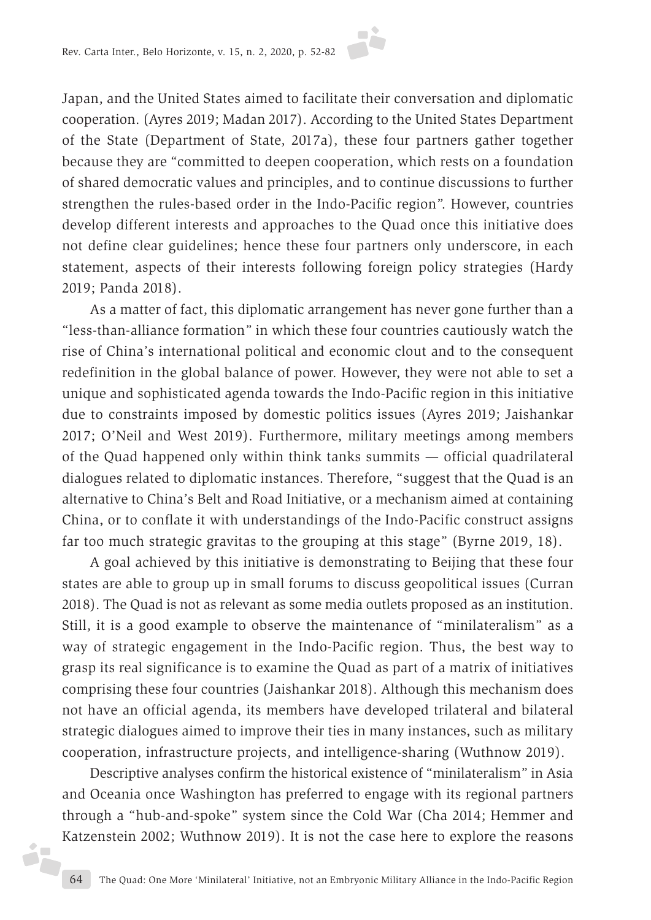Japan, and the United States aimed to facilitate their conversation and diplomatic cooperation. (Ayres 2019; Madan 2017). According to the United States Department of the State (Department of State, 2017a), these four partners gather together because they are "committed to deepen cooperation, which rests on a foundation of shared democratic values and principles, and to continue discussions to further strengthen the rules-based order in the Indo-Pacific region". However, countries develop different interests and approaches to the Quad once this initiative does not define clear guidelines; hence these four partners only underscore, in each statement, aspects of their interests following foreign policy strategies (Hardy 2019; Panda 2018).

As a matter of fact, this diplomatic arrangement has never gone further than a "less-than-alliance formation" in which these four countries cautiously watch the rise of China's international political and economic clout and to the consequent redefinition in the global balance of power. However, they were not able to set a unique and sophisticated agenda towards the Indo-Pacific region in this initiative due to constraints imposed by domestic politics issues (Ayres 2019; Jaishankar 2017; O'Neil and West 2019). Furthermore, military meetings among members of the Quad happened only within think tanks summits — official quadrilateral dialogues related to diplomatic instances. Therefore, "suggest that the Quad is an alternative to China's Belt and Road Initiative, or a mechanism aimed at containing China, or to conflate it with understandings of the Indo-Pacific construct assigns far too much strategic gravitas to the grouping at this stage" (Byrne 2019, 18).

A goal achieved by this initiative is demonstrating to Beijing that these four states are able to group up in small forums to discuss geopolitical issues (Curran 2018). The Quad is not as relevant as some media outlets proposed as an institution. Still, it is a good example to observe the maintenance of "minilateralism" as a way of strategic engagement in the Indo-Pacific region. Thus, the best way to grasp its real significance is to examine the Quad as part of a matrix of initiatives comprising these four countries (Jaishankar 2018). Although this mechanism does not have an official agenda, its members have developed trilateral and bilateral strategic dialogues aimed to improve their ties in many instances, such as military cooperation, infrastructure projects, and intelligence-sharing (Wuthnow 2019).

Descriptive analyses confirm the historical existence of "minilateralism" in Asia and Oceania once Washington has preferred to engage with its regional partners through a "hub-and-spoke" system since the Cold War (Cha 2014; Hemmer and Katzenstein 2002; Wuthnow 2019). It is not the case here to explore the reasons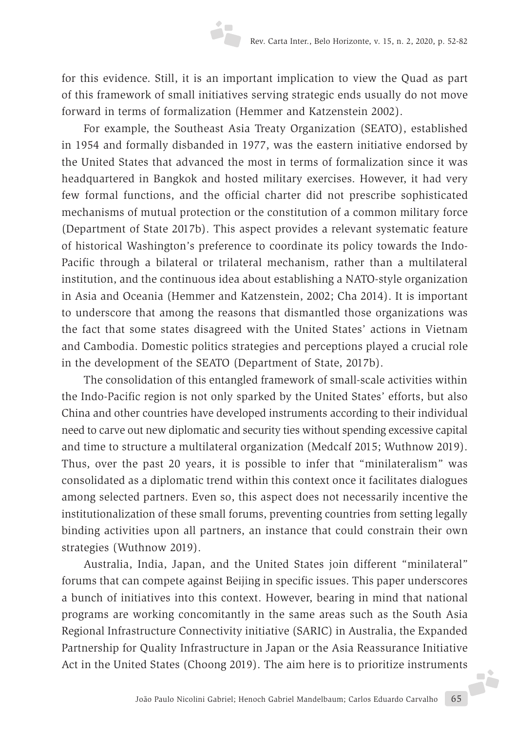for this evidence. Still, it is an important implication to view the Quad as part of this framework of small initiatives serving strategic ends usually do not move forward in terms of formalization (Hemmer and Katzenstein 2002).

For example, the Southeast Asia Treaty Organization (SEATO), established in 1954 and formally disbanded in 1977, was the eastern initiative endorsed by the United States that advanced the most in terms of formalization since it was headquartered in Bangkok and hosted military exercises. However, it had very few formal functions, and the official charter did not prescribe sophisticated mechanisms of mutual protection or the constitution of a common military force (Department of State 2017b). This aspect provides a relevant systematic feature of historical Washington's preference to coordinate its policy towards the Indo-Pacific through a bilateral or trilateral mechanism, rather than a multilateral institution, and the continuous idea about establishing a NATO-style organization in Asia and Oceania (Hemmer and Katzenstein, 2002; Cha 2014). It is important to underscore that among the reasons that dismantled those organizations was the fact that some states disagreed with the United States' actions in Vietnam and Cambodia. Domestic politics strategies and perceptions played a crucial role in the development of the SEATO (Department of State, 2017b).

The consolidation of this entangled framework of small-scale activities within the Indo-Pacific region is not only sparked by the United States' efforts, but also China and other countries have developed instruments according to their individual need to carve out new diplomatic and security ties without spending excessive capital and time to structure a multilateral organization (Medcalf 2015; Wuthnow 2019). Thus, over the past 20 years, it is possible to infer that "minilateralism" was consolidated as a diplomatic trend within this context once it facilitates dialogues among selected partners. Even so, this aspect does not necessarily incentive the institutionalization of these small forums, preventing countries from setting legally binding activities upon all partners, an instance that could constrain their own strategies (Wuthnow 2019).

Australia, India, Japan, and the United States join different "minilateral" forums that can compete against Beijing in specific issues. This paper underscores a bunch of initiatives into this context. However, bearing in mind that national programs are working concomitantly in the same areas such as the South Asia Regional Infrastructure Connectivity initiative (SARIC) in Australia, the Expanded Partnership for Quality Infrastructure in Japan or the Asia Reassurance Initiative Act in the United States (Choong 2019). The aim here is to prioritize instruments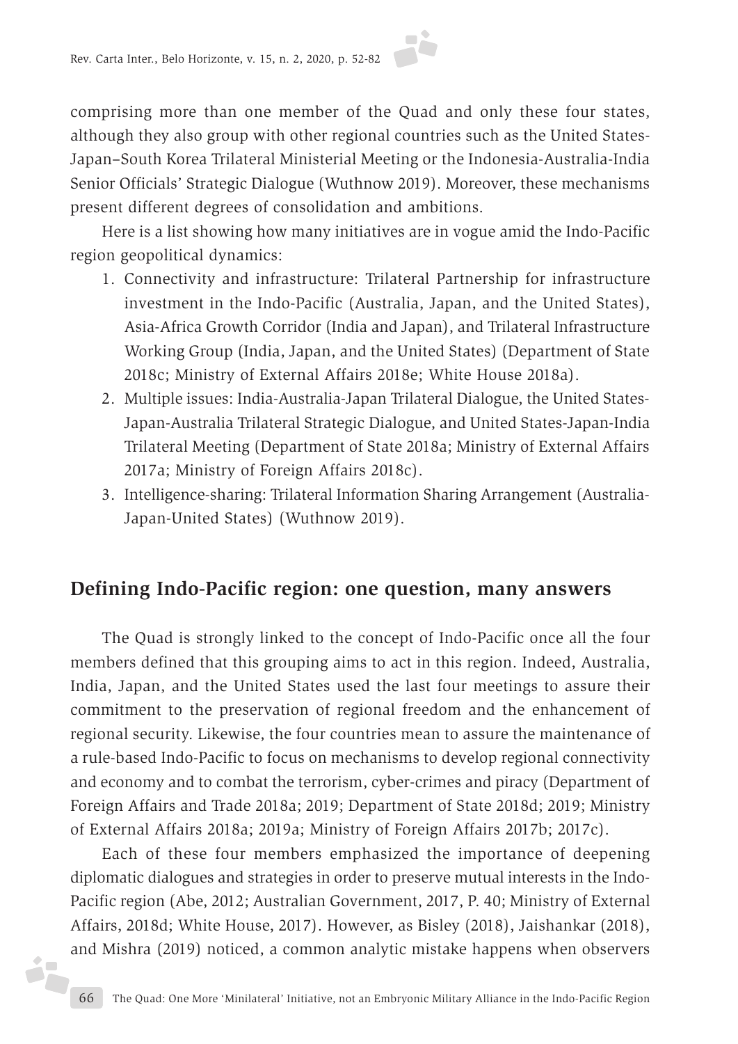comprising more than one member of the Quad and only these four states, although they also group with other regional countries such as the United States-Japan–South Korea Trilateral Ministerial Meeting or the Indonesia-Australia-India Senior Officials' Strategic Dialogue (Wuthnow 2019). Moreover, these mechanisms present different degrees of consolidation and ambitions.

Here is a list showing how many initiatives are in vogue amid the Indo-Pacific region geopolitical dynamics:

1. Connectivity and infrastructure: Trilateral Partnership for infrastructure investment in the Indo-Pacific (Australia, Japan, and the United States), Asia-Africa Growth Corridor (India and Japan), and Trilateral Infrastructure Working Group (India, Japan, and the United States) (Department of State 2018c; Ministry of External Affairs 2018e; White House 2018a).
2. Multiple issues: India-Australia-Japan Trilateral Dialogue, the United States-Japan-Australia Trilateral Strategic Dialogue, and United States-Japan-India Trilateral Meeting (Department of State 2018a; Ministry of External Affairs 2017a; Ministry of Foreign Affairs 2018c).
3. Intelligence-sharing: Trilateral Information Sharing Arrangement (Australia-Japan-United States) (Wuthnow 2019).

## Defining Indo-Pacific region: one question, many answers

The Quad is strongly linked to the concept of Indo-Pacific once all the four members defined that this grouping aims to act in this region. Indeed, Australia, India, Japan, and the United States used the last four meetings to assure their commitment to the preservation of regional freedom and the enhancement of regional security. Likewise, the four countries mean to assure the maintenance of a rule-based Indo-Pacific to focus on mechanisms to develop regional connectivity and economy and to combat the terrorism, cyber-crimes and piracy (Department of Foreign Affairs and Trade 2018a; 2019; Department of State 2018d; 2019; Ministry of External Affairs 2018a; 2019a; Ministry of Foreign Affairs 2017b; 2017c).

Each of these four members emphasized the importance of deepening diplomatic dialogues and strategies in order to preserve mutual interests in the Indo-Pacific region (Abe, 2012; Australian Government, 2017, P. 40; Ministry of External Affairs, 2018d; White House, 2017). However, as Bisley (2018), Jaishankar (2018), and Mishra (2019) noticed, a common analytic mistake happens when observers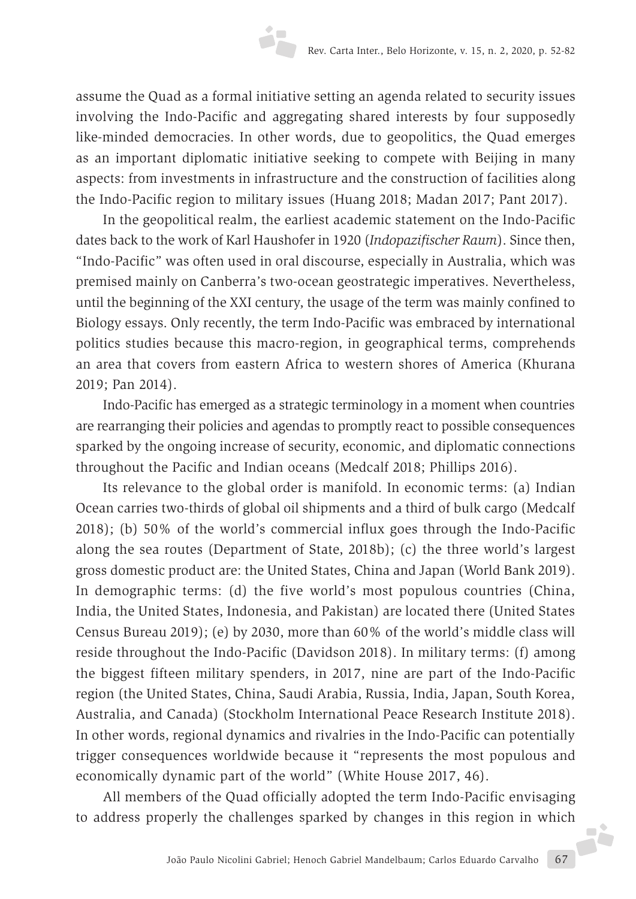assume the Quad as a formal initiative setting an agenda related to security issues involving the Indo-Pacific and aggregating shared interests by four supposedly like-minded democracies. In other words, due to geopolitics, the Quad emerges as an important diplomatic initiative seeking to compete with Beijing in many aspects: from investments in infrastructure and the construction of facilities along the Indo-Pacific region to military issues (Huang 2018; Madan 2017; Pant 2017).

In the geopolitical realm, the earliest academic statement on the Indo-Pacific dates back to the work of Karl Haushofer in 1920 (*Indopazifischer Raum*). Since then, "Indo-Pacific" was often used in oral discourse, especially in Australia, which was premised mainly on Canberra's two-ocean geostrategic imperatives. Nevertheless, until the beginning of the XXI century, the usage of the term was mainly confined to Biology essays. Only recently, the term Indo-Pacific was embraced by international politics studies because this macro-region, in geographical terms, comprehends an area that covers from eastern Africa to western shores of America (Khurana 2019; Pan 2014).

Indo-Pacific has emerged as a strategic terminology in a moment when countries are rearranging their policies and agendas to promptly react to possible consequences sparked by the ongoing increase of security, economic, and diplomatic connections throughout the Pacific and Indian oceans (Medcalf 2018; Phillips 2016).

Its relevance to the global order is manifold. In economic terms: (a) Indian Ocean carries two-thirds of global oil shipments and a third of bulk cargo (Medcalf 2018); (b) 50% of the world's commercial influx goes through the Indo-Pacific along the sea routes (Department of State, 2018b); (c) the three world's largest gross domestic product are: the United States, China and Japan (World Bank 2019). In demographic terms: (d) the five world's most populous countries (China, India, the United States, Indonesia, and Pakistan) are located there (United States Census Bureau 2019); (e) by 2030, more than 60% of the world's middle class will reside throughout the Indo-Pacific (Davidson 2018). In military terms: (f) among the biggest fifteen military spenders, in 2017, nine are part of the Indo-Pacific region (the United States, China, Saudi Arabia, Russia, India, Japan, South Korea, Australia, and Canada) (Stockholm International Peace Research Institute 2018). In other words, regional dynamics and rivalries in the Indo-Pacific can potentially trigger consequences worldwide because it "represents the most populous and economically dynamic part of the world" (White House 2017, 46).

All members of the Quad officially adopted the term Indo-Pacific envisaging to address properly the challenges sparked by changes in this region in which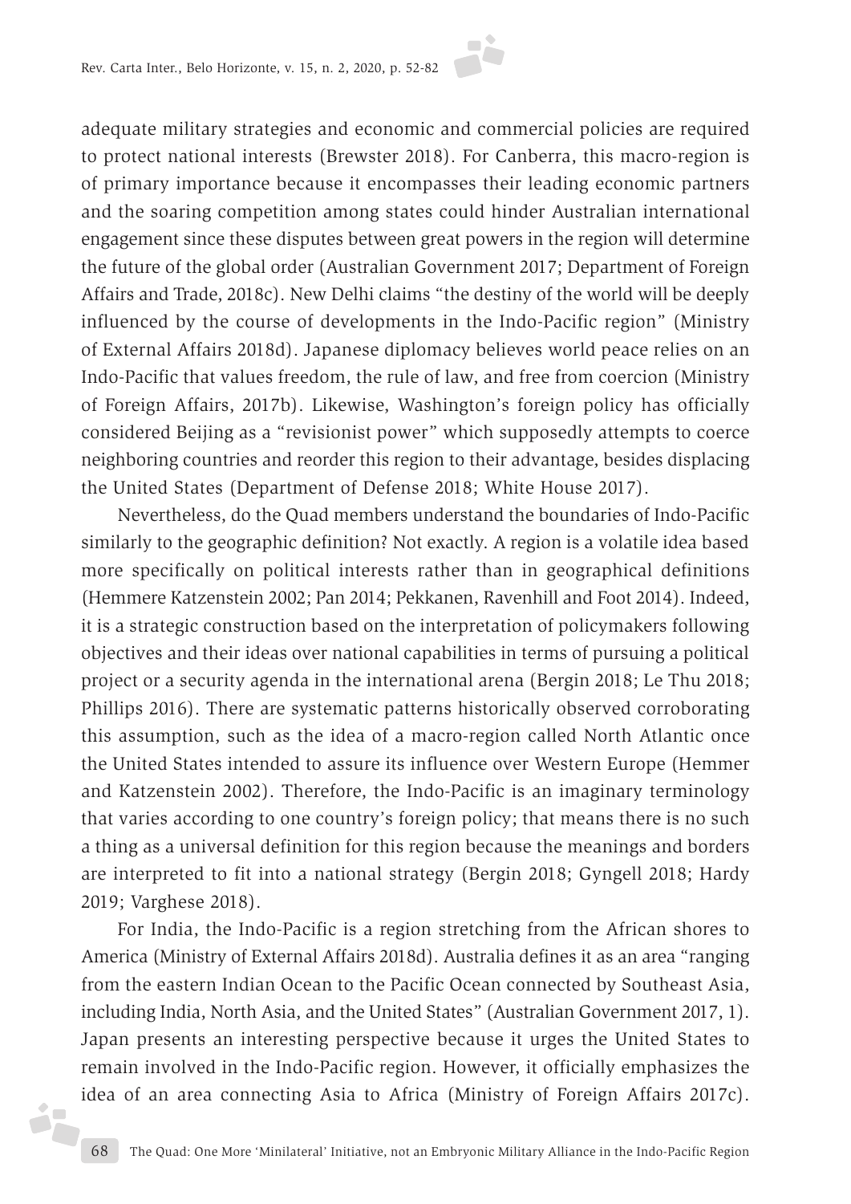adequate military strategies and economic and commercial policies are required to protect national interests (Brewster 2018). For Canberra, this macro-region is of primary importance because it encompasses their leading economic partners and the soaring competition among states could hinder Australian international engagement since these disputes between great powers in the region will determine the future of the global order (Australian Government 2017; Department of Foreign Affairs and Trade, 2018c). New Delhi claims "the destiny of the world will be deeply influenced by the course of developments in the Indo-Pacific region" (Ministry of External Affairs 2018d). Japanese diplomacy believes world peace relies on an Indo-Pacific that values freedom, the rule of law, and free from coercion (Ministry of Foreign Affairs, 2017b). Likewise, Washington's foreign policy has officially considered Beijing as a "revisionist power" which supposedly attempts to coerce neighboring countries and reorder this region to their advantage, besides displacing the United States (Department of Defense 2018; White House 2017).

Nevertheless, do the Quad members understand the boundaries of Indo-Pacific similarly to the geographic definition? Not exactly. A region is a volatile idea based more specifically on political interests rather than in geographical definitions (Hemmere Katzenstein 2002; Pan 2014; Pekkanen, Ravenhill and Foot 2014). Indeed, it is a strategic construction based on the interpretation of policymakers following objectives and their ideas over national capabilities in terms of pursuing a political project or a security agenda in the international arena (Bergin 2018; Le Thu 2018; Phillips 2016). There are systematic patterns historically observed corroborating this assumption, such as the idea of a macro-region called North Atlantic once the United States intended to assure its influence over Western Europe (Hemmer and Katzenstein 2002). Therefore, the Indo-Pacific is an imaginary terminology that varies according to one country's foreign policy; that means there is no such a thing as a universal definition for this region because the meanings and borders are interpreted to fit into a national strategy (Bergin 2018; Gyngell 2018; Hardy 2019; Varghese 2018).

For India, the Indo-Pacific is a region stretching from the African shores to America (Ministry of External Affairs 2018d). Australia defines it as an area "ranging from the eastern Indian Ocean to the Pacific Ocean connected by Southeast Asia, including India, North Asia, and the United States" (Australian Government 2017, 1). Japan presents an interesting perspective because it urges the United States to remain involved in the Indo-Pacific region. However, it officially emphasizes the idea of an area connecting Asia to Africa (Ministry of Foreign Affairs 2017c).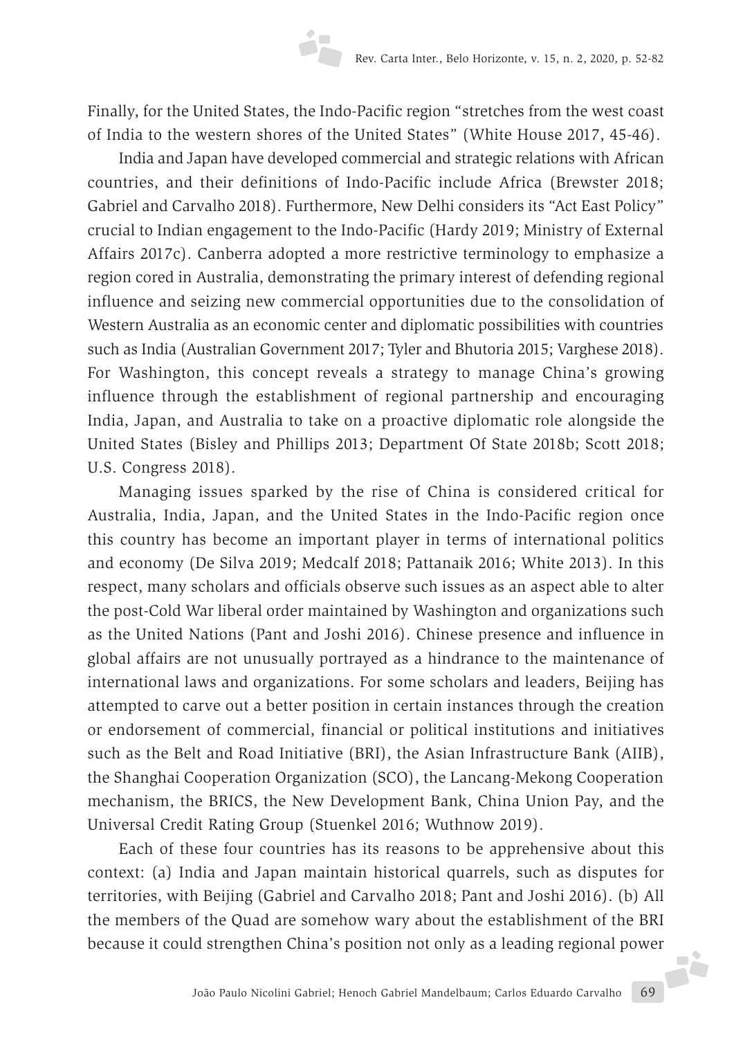Finally, for the United States, the Indo-Pacific region "stretches from the west coast of India to the western shores of the United States" (White House 2017, 45-46).

India and Japan have developed commercial and strategic relations with African countries, and their definitions of Indo-Pacific include Africa (Brewster 2018; Gabriel and Carvalho 2018). Furthermore, New Delhi considers its "Act East Policy" crucial to Indian engagement to the Indo-Pacific (Hardy 2019; Ministry of External Affairs 2017c). Canberra adopted a more restrictive terminology to emphasize a region cored in Australia, demonstrating the primary interest of defending regional influence and seizing new commercial opportunities due to the consolidation of Western Australia as an economic center and diplomatic possibilities with countries such as India (Australian Government 2017; Tyler and Bhutoria 2015; Varghese 2018). For Washington, this concept reveals a strategy to manage China's growing influence through the establishment of regional partnership and encouraging India, Japan, and Australia to take on a proactive diplomatic role alongside the United States (Bisley and Phillips 2013; Department Of State 2018b; Scott 2018; U.S. Congress 2018).

Managing issues sparked by the rise of China is considered critical for Australia, India, Japan, and the United States in the Indo-Pacific region once this country has become an important player in terms of international politics and economy (De Silva 2019; Medcalf 2018; Pattanaik 2016; White 2013). In this respect, many scholars and officials observe such issues as an aspect able to alter the post-Cold War liberal order maintained by Washington and organizations such as the United Nations (Pant and Joshi 2016). Chinese presence and influence in global affairs are not unusually portrayed as a hindrance to the maintenance of international laws and organizations. For some scholars and leaders, Beijing has attempted to carve out a better position in certain instances through the creation or endorsement of commercial, financial or political institutions and initiatives such as the Belt and Road Initiative (BRI), the Asian Infrastructure Bank (AIIB), the Shanghai Cooperation Organization (SCO), the Lancang-Mekong Cooperation mechanism, the BRICS, the New Development Bank, China Union Pay, and the Universal Credit Rating Group (Stuenkel 2016; Wuthnow 2019).

Each of these four countries has its reasons to be apprehensive about this context: (a) India and Japan maintain historical quarrels, such as disputes for territories, with Beijing (Gabriel and Carvalho 2018; Pant and Joshi 2016). (b) All the members of the Quad are somehow wary about the establishment of the BRI because it could strengthen China's position not only as a leading regional power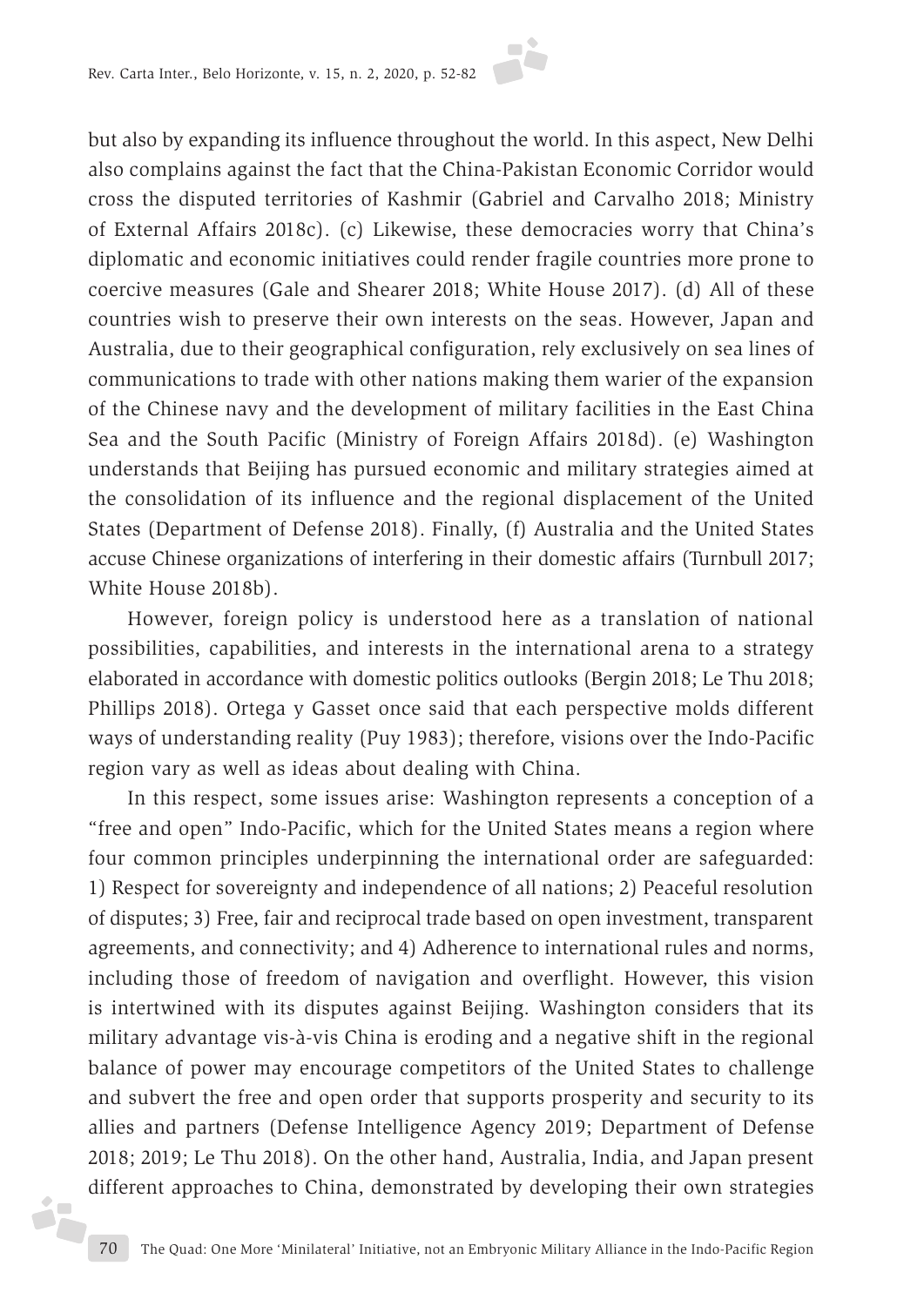but also by expanding its influence throughout the world. In this aspect, New Delhi also complains against the fact that the China-Pakistan Economic Corridor would cross the disputed territories of Kashmir (Gabriel and Carvalho 2018; Ministry of External Affairs 2018c). (c) Likewise, these democracies worry that China's diplomatic and economic initiatives could render fragile countries more prone to coercive measures (Gale and Shearer 2018; White House 2017). (d) All of these countries wish to preserve their own interests on the seas. However, Japan and Australia, due to their geographical configuration, rely exclusively on sea lines of communications to trade with other nations making them warier of the expansion of the Chinese navy and the development of military facilities in the East China Sea and the South Pacific (Ministry of Foreign Affairs 2018d). (e) Washington understands that Beijing has pursued economic and military strategies aimed at the consolidation of its influence and the regional displacement of the United States (Department of Defense 2018). Finally, (f) Australia and the United States accuse Chinese organizations of interfering in their domestic affairs (Turnbull 2017; White House 2018b).

However, foreign policy is understood here as a translation of national possibilities, capabilities, and interests in the international arena to a strategy elaborated in accordance with domestic politics outlooks (Bergin 2018; Le Thu 2018; Phillips 2018). Ortega y Gasset once said that each perspective molds different ways of understanding reality (Puy 1983); therefore, visions over the Indo-Pacific region vary as well as ideas about dealing with China.

In this respect, some issues arise: Washington represents a conception of a "free and open" Indo-Pacific, which for the United States means a region where four common principles underpinning the international order are safeguarded: 1) Respect for sovereignty and independence of all nations; 2) Peaceful resolution of disputes; 3) Free, fair and reciprocal trade based on open investment, transparent agreements, and connectivity; and 4) Adherence to international rules and norms, including those of freedom of navigation and overflight. However, this vision is intertwined with its disputes against Beijing. Washington considers that its military advantage vis-à-vis China is eroding and a negative shift in the regional balance of power may encourage competitors of the United States to challenge and subvert the free and open order that supports prosperity and security to its allies and partners (Defense Intelligence Agency 2019; Department of Defense 2018; 2019; Le Thu 2018). On the other hand, Australia, India, and Japan present different approaches to China, demonstrated by developing their own strategies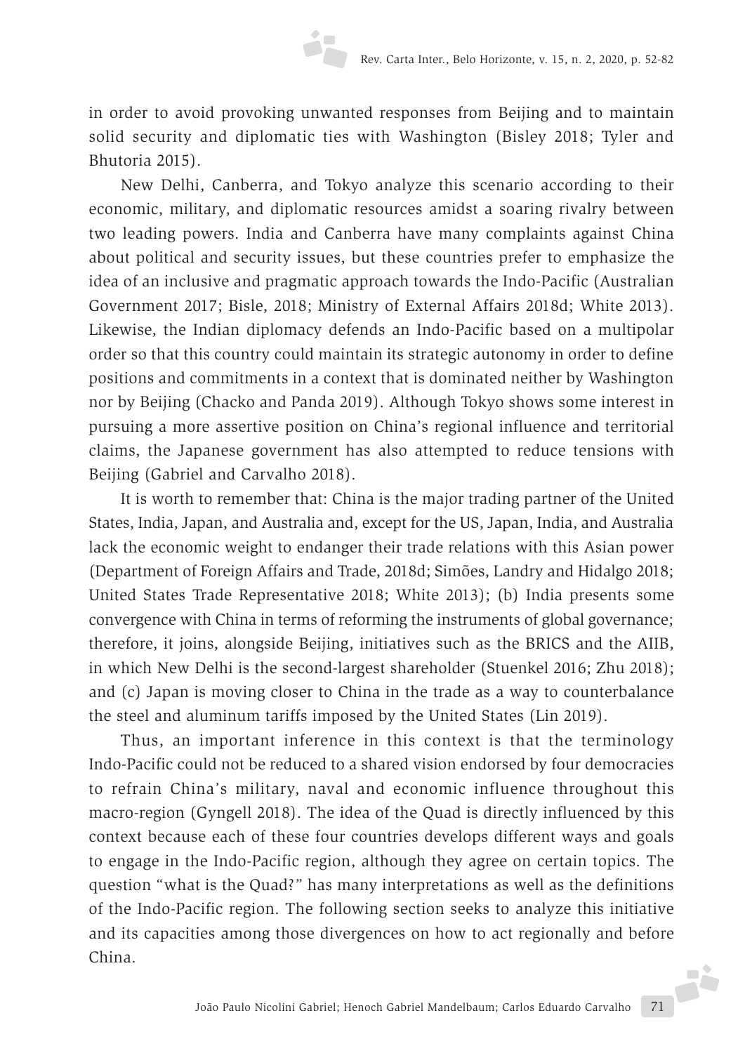in order to avoid provoking unwanted responses from Beijing and to maintain solid security and diplomatic ties with Washington (Bisley 2018; Tyler and Bhutoria 2015).

New Delhi, Canberra, and Tokyo analyze this scenario according to their economic, military, and diplomatic resources amidst a soaring rivalry between two leading powers. India and Canberra have many complaints against China about political and security issues, but these countries prefer to emphasize the idea of an inclusive and pragmatic approach towards the Indo-Pacific (Australian Government 2017; Bisle, 2018; Ministry of External Affairs 2018d; White 2013). Likewise, the Indian diplomacy defends an Indo-Pacific based on a multipolar order so that this country could maintain its strategic autonomy in order to define positions and commitments in a context that is dominated neither by Washington nor by Beijing (Chacko and Panda 2019). Although Tokyo shows some interest in pursuing a more assertive position on China's regional influence and territorial claims, the Japanese government has also attempted to reduce tensions with Beijing (Gabriel and Carvalho 2018).

It is worth to remember that: China is the major trading partner of the United States, India, Japan, and Australia and, except for the US, Japan, India, and Australia lack the economic weight to endanger their trade relations with this Asian power (Department of Foreign Affairs and Trade, 2018d; Simões, Landry and Hidalgo 2018; United States Trade Representative 2018; White 2013); (b) India presents some convergence with China in terms of reforming the instruments of global governance; therefore, it joins, alongside Beijing, initiatives such as the BRICS and the AIIB, in which New Delhi is the second-largest shareholder (Stuenkel 2016; Zhu 2018); and (c) Japan is moving closer to China in the trade as a way to counterbalance the steel and aluminum tariffs imposed by the United States (Lin 2019).

Thus, an important inference in this context is that the terminology Indo-Pacific could not be reduced to a shared vision endorsed by four democracies to refrain China's military, naval and economic influence throughout this macro-region (Gyngell 2018). The idea of the Quad is directly influenced by this context because each of these four countries develops different ways and goals to engage in the Indo-Pacific region, although they agree on certain topics. The question "what is the Quad?" has many interpretations as well as the definitions of the Indo-Pacific region. The following section seeks to analyze this initiative and its capacities among those divergences on how to act regionally and before China.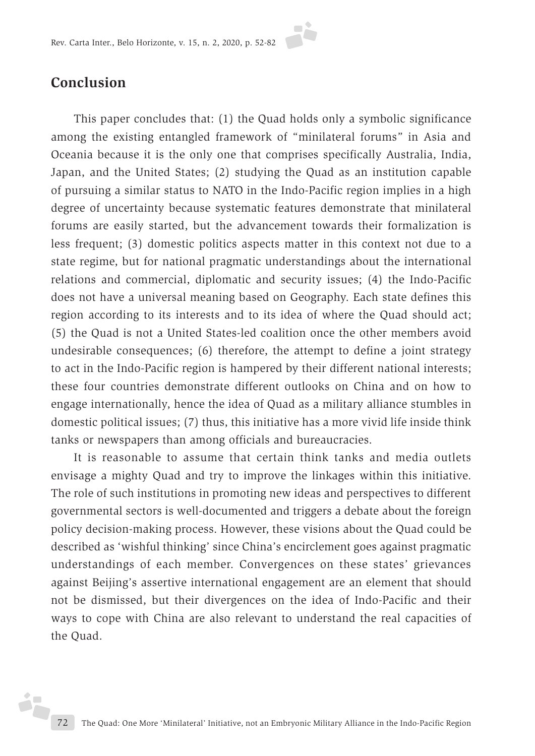## Conclusion

This paper concludes that: (1) the Quad holds only a symbolic significance among the existing entangled framework of "minilateral forums" in Asia and Oceania because it is the only one that comprises specifically Australia, India, Japan, and the United States; (2) studying the Quad as an institution capable of pursuing a similar status to NATO in the Indo-Pacific region implies in a high degree of uncertainty because systematic features demonstrate that minilateral forums are easily started, but the advancement towards their formalization is less frequent; (3) domestic politics aspects matter in this context not due to a state regime, but for national pragmatic understandings about the international relations and commercial, diplomatic and security issues; (4) the Indo-Pacific does not have a universal meaning based on Geography. Each state defines this region according to its interests and to its idea of where the Quad should act; (5) the Quad is not a United States-led coalition once the other members avoid undesirable consequences; (6) therefore, the attempt to define a joint strategy to act in the Indo-Pacific region is hampered by their different national interests; these four countries demonstrate different outlooks on China and on how to engage internationally, hence the idea of Quad as a military alliance stumbles in domestic political issues; (7) thus, this initiative has a more vivid life inside think tanks or newspapers than among officials and bureaucracies.

It is reasonable to assume that certain think tanks and media outlets envisage a mighty Quad and try to improve the linkages within this initiative. The role of such institutions in promoting new ideas and perspectives to different governmental sectors is well-documented and triggers a debate about the foreign policy decision-making process. However, these visions about the Quad could be described as 'wishful thinking' since China's encirclement goes against pragmatic understandings of each member. Convergences on these states' grievances against Beijing's assertive international engagement are an element that should not be dismissed, but their divergences on the idea of Indo-Pacific and their ways to cope with China are also relevant to understand the real capacities of the Quad.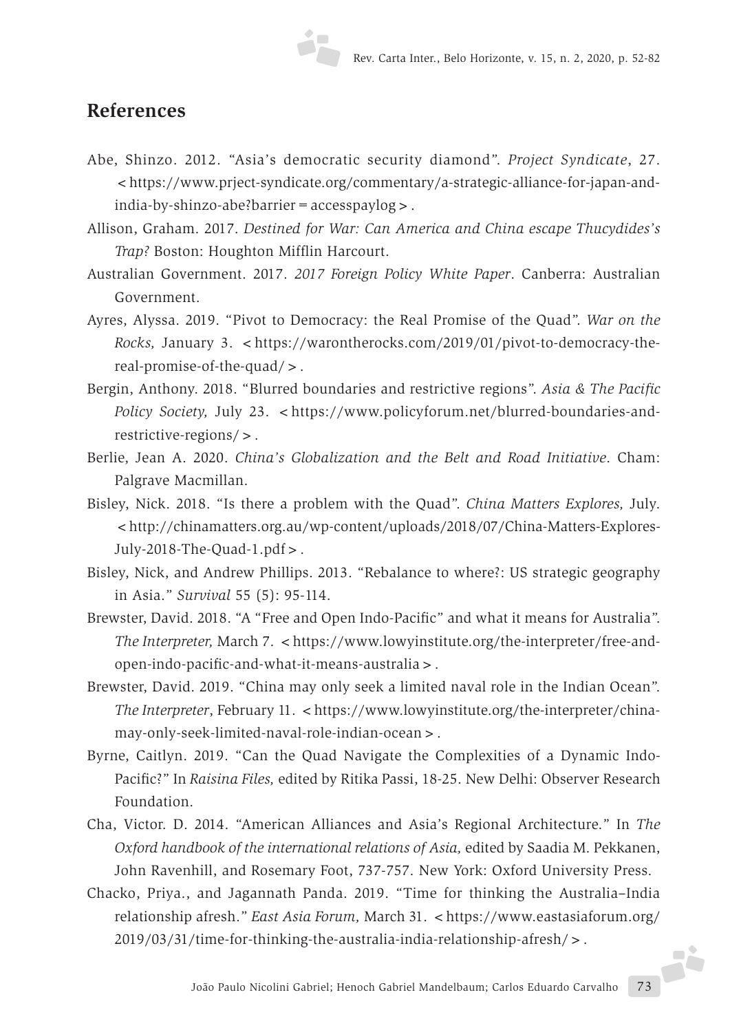## References

Abe, Shinzo. 2012. “Asia’s democratic security diamond”. *Project Syndicate*, 27. <https://www.prject-syndicate.org/commentary/a-strategic-alliance-for-japan-and-india-by-shinzo-abe?barrier=accesspaylog>.

Allison, Graham. 2017. *Destined for War: Can America and China escape Thucydides’s Trap?* Boston: Houghton Mifflin Harcourt.

Australian Government. 2017. *2017 Foreign Policy White Paper*. Canberra: Australian Government.

Ayres, Alyssa. 2019. “Pivot to Democracy: the Real Promise of the Quad”. *War on the Rocks,* January 3. <https://warontherocks.com/2019/01/pivot-to-democracy-the-real-promise-of-the-quad/>.

Bergin, Anthony. 2018. “Blurred boundaries and restrictive regions”. *Asia & The Pacific Policy Society,* July 23. <https://www.policyforum.net/blurred-boundaries-and-restrictive-regions/>.

Berlie, Jean A. 2020. *China’s Globalization and the Belt and Road Initiative*. Cham: Palgrave Macmillan.

Bisley, Nick. 2018. “Is there a problem with the Quad”. *China Matters Explores,* July. <http://chinamatters.org.au/wp-content/uploads/2018/07/China-Matters-Explores-July-2018-The-Quad-1.pdf>.

Bisley, Nick, and Andrew Phillips. 2013. “Rebalance to where?: US strategic geography in Asia.” *Survival* 55 (5): 95-114.

Brewster, David. 2018. “A “Free and Open Indo-Pacific” and what it means for Australia”. *The Interpreter,* March 7. <https://www.lowyinstitute.org/the-interpreter/free-and-open-indo-pacific-and-what-it-means-australia>.

Brewster, David. 2019. “China may only seek a limited naval role in the Indian Ocean”. *The Interpreter*, February 11. <https://www.lowyinstitute.org/the-interpreter/china-may-only-seek-limited-naval-role-indian-ocean>.

Byrne, Caitlyn. 2019. “Can the Quad Navigate the Complexities of a Dynamic Indo-Pacific?” In *Raisina Files,* edited by Ritika Passi, 18-25. New Delhi: Observer Research Foundation.

Cha, Victor. D. 2014. “American Alliances and Asia’s Regional Architecture.” In *The Oxford handbook of the international relations of Asia,* edited by Saadia M. Pekkanen, John Ravenhill, and Rosemary Foot, 737-757. New York: Oxford University Press.

Chacko, Priya., and Jagannath Panda. 2019. “Time for thinking the Australia–India relationship afresh.” *East Asia Forum,* March 31. <https://www.eastasiaforum.org/2019/03/31/time-for-thinking-the-australia-india-relationship-afresh/>.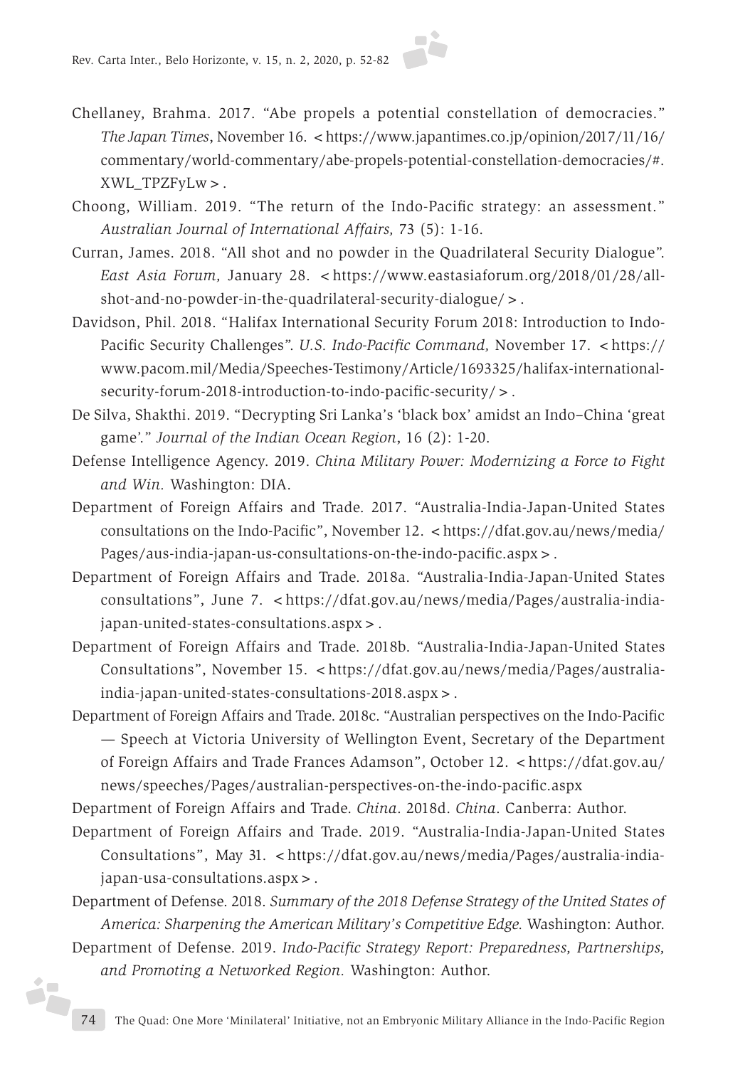Chellaney, Brahma. 2017. "Abe propels a potential constellation of democracies." *The Japan Times*, November 16. <https://www.japantimes.co.jp/opinion/2017/11/16/commentary/world-commentary/abe-propels-potential-constellation-democracies/#.XWL_TPZFyLw>.

Choong, William. 2019. "The return of the Indo-Pacific strategy: an assessment." *Australian Journal of International Affairs,* 73 (5): 1-16.

Curran, James. 2018. "All shot and no powder in the Quadrilateral Security Dialogue". *East Asia Forum*, January 28. <https://www.eastasiaforum.org/2018/01/28/all-shot-and-no-powder-in-the-quadrilateral-security-dialogue/>.

Davidson, Phil. 2018. "Halifax International Security Forum 2018: Introduction to Indo-Pacific Security Challenges". *U.S. Indo-Pacific Command,* November 17. <https://www.pacom.mil/Media/Speeches-Testimony/Article/1693325/halifax-international-security-forum-2018-introduction-to-indo-pacific-security/>.

De Silva, Shakthi. 2019. "Decrypting Sri Lanka's 'black box' amidst an Indo–China 'great game'." *Journal of the Indian Ocean Region*, 16 (2): 1-20.

Defense Intelligence Agency. 2019. *China Military Power: Modernizing a Force to Fight and Win.* Washington: DIA.

Department of Foreign Affairs and Trade. 2017. "Australia-India-Japan-United States consultations on the Indo-Pacific", November 12. <https://dfat.gov.au/news/media/Pages/aus-india-japan-us-consultations-on-the-indo-pacific.aspx>.

Department of Foreign Affairs and Trade. 2018a. "Australia-India-Japan-United States consultations", June 7. <https://dfat.gov.au/news/media/Pages/australia-india-japan-united-states-consultations.aspx>.

Department of Foreign Affairs and Trade. 2018b. "Australia-India-Japan-United States Consultations", November 15. <https://dfat.gov.au/news/media/Pages/australia-india-japan-united-states-consultations-2018.aspx>.

Department of Foreign Affairs and Trade. 2018c. "Australian perspectives on the Indo-Pacific — Speech at Victoria University of Wellington Event, Secretary of the Department of Foreign Affairs and Trade Frances Adamson", October 12. <https://dfat.gov.au/news/speeches/Pages/australian-perspectives-on-the-indo-pacific.aspx

Department of Foreign Affairs and Trade. *China*. 2018d. *China*. Canberra: Author.

Department of Foreign Affairs and Trade. 2019. "Australia-India-Japan-United States Consultations", May 31. <https://dfat.gov.au/news/media/Pages/australia-india-japan-usa-consultations.aspx>.

Department of Defense. 2018. *Summary of the 2018 Defense Strategy of the United States of America: Sharpening the American Military's Competitive Edge.* Washington: Author.

Department of Defense. 2019. *Indo-Pacific Strategy Report: Preparedness, Partnerships, and Promoting a Networked Region.* Washington: Author.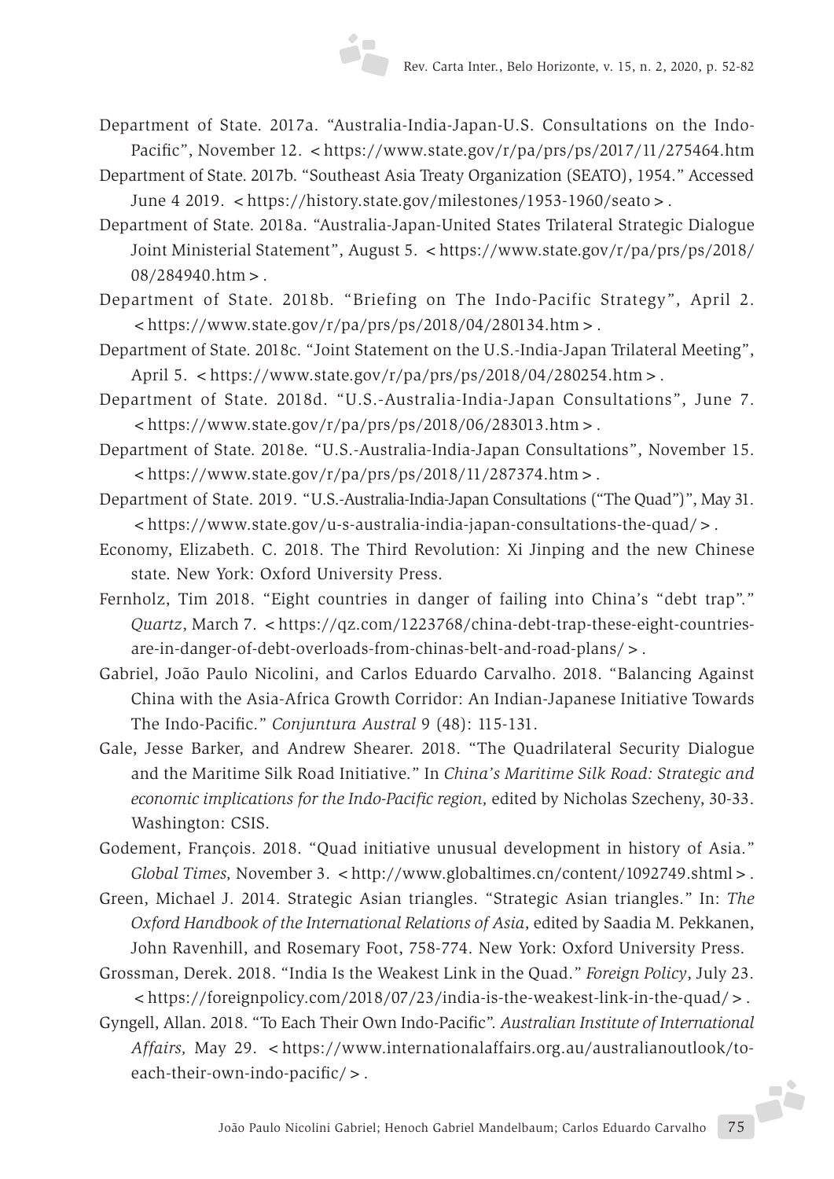Department of State. 2017a. "Australia-India-Japan-U.S. Consultations on the Indo-Pacific", November 12. <https://www.state.gov/r/pa/prs/ps/2017/11/275464.htm

Department of State. 2017b. "Southeast Asia Treaty Organization (SEATO), 1954." Accessed June 4 2019. <https://history.state.gov/milestones/1953-1960/seato>.

Department of State. 2018a. "Australia-Japan-United States Trilateral Strategic Dialogue Joint Ministerial Statement", August 5. <https://www.state.gov/r/pa/prs/ps/2018/08/284940.htm>.

Department of State. 2018b. "Briefing on The Indo-Pacific Strategy", April 2. <https://www.state.gov/r/pa/prs/ps/2018/04/280134.htm>.

Department of State. 2018c. "Joint Statement on the U.S.-India-Japan Trilateral Meeting", April 5. <https://www.state.gov/r/pa/prs/ps/2018/04/280254.htm>.

Department of State. 2018d. "U.S.-Australia-India-Japan Consultations", June 7. <https://www.state.gov/r/pa/prs/ps/2018/06/283013.htm>.

Department of State. 2018e. "U.S.-Australia-India-Japan Consultations", November 15. <https://www.state.gov/r/pa/prs/ps/2018/11/287374.htm>.

Department of State. 2019. "U.S.-Australia-India-Japan Consultations ("The Quad")", May 31. <https://www.state.gov/u-s-australia-india-japan-consultations-the-quad/>.

Economy, Elizabeth. C. 2018. The Third Revolution: Xi Jinping and the new Chinese state. New York: Oxford University Press.

Fernholz, Tim 2018. "Eight countries in danger of failing into China's "debt trap"." *Quartz*, March 7. <https://qz.com/1223768/china-debt-trap-these-eight-countries-are-in-danger-of-debt-overloads-from-chinas-belt-and-road-plans/>.

Gabriel, João Paulo Nicolini, and Carlos Eduardo Carvalho. 2018. "Balancing Against China with the Asia-Africa Growth Corridor: An Indian-Japanese Initiative Towards The Indo-Pacific." *Conjuntura Austral* 9 (48): 115-131.

Gale, Jesse Barker, and Andrew Shearer. 2018. "The Quadrilateral Security Dialogue and the Maritime Silk Road Initiative." In *China's Maritime Silk Road: Strategic and economic implications for the Indo-Pacific region,* edited by Nicholas Szecheny, 30-33. Washington: CSIS.

Godement, François. 2018. "Quad initiative unusual development in history of Asia." *Global Times,* November 3. <http://www.globaltimes.cn/content/1092749.shtml>.

Green, Michael J. 2014. Strategic Asian triangles. "Strategic Asian triangles." In: *The Oxford Handbook of the International Relations of Asia*, edited by Saadia M. Pekkanen, John Ravenhill, and Rosemary Foot, 758-774. New York: Oxford University Press.

Grossman, Derek. 2018. "India Is the Weakest Link in the Quad." *Foreign Policy*, July 23. <https://foreignpolicy.com/2018/07/23/india-is-the-weakest-link-in-the-quad/>.

Gyngell, Allan. 2018. "To Each Their Own Indo-Pacific". *Australian Institute of International Affairs,* May 29. <https://www.internationalaffairs.org.au/australianoutlook/to-each-their-own-indo-pacific/>.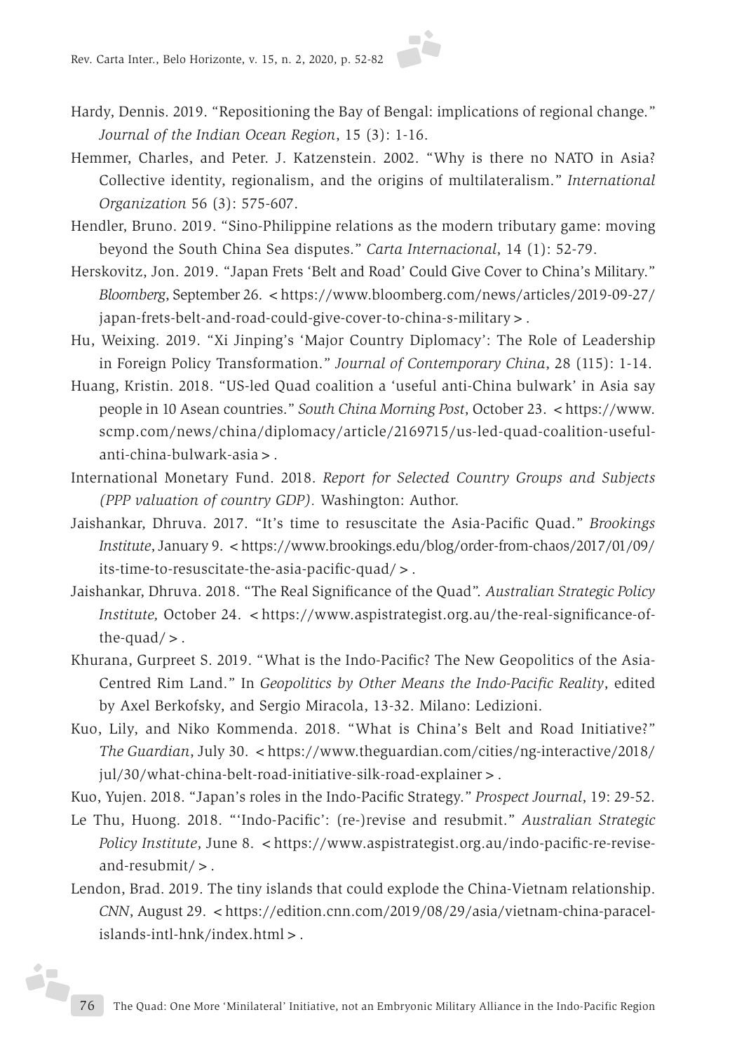Hardy, Dennis. 2019. "Repositioning the Bay of Bengal: implications of regional change." *Journal of the Indian Ocean Region*, 15 (3): 1-16.

Hemmer, Charles, and Peter. J. Katzenstein. 2002. "Why is there no NATO in Asia? Collective identity, regionalism, and the origins of multilateralism." *International Organization* 56 (3): 575-607.

Hendler, Bruno. 2019. "Sino-Philippine relations as the modern tributary game: moving beyond the South China Sea disputes." *Carta Internacional*, 14 (1): 52-79.

Herskovitz, Jon. 2019. "Japan Frets 'Belt and Road' Could Give Cover to China's Military." *Bloomberg*, September 26. <https://www.bloomberg.com/news/articles/2019-09-27/japan-frets-belt-and-road-could-give-cover-to-china-s-military>.

Hu, Weixing. 2019. "Xi Jinping's 'Major Country Diplomacy': The Role of Leadership in Foreign Policy Transformation." *Journal of Contemporary China*, 28 (115): 1-14.

Huang, Kristin. 2018. "US-led Quad coalition a 'useful anti-China bulwark' in Asia say people in 10 Asean countries." *South China Morning Post*, October 23. <https://www.scmp.com/news/china/diplomacy/article/2169715/us-led-quad-coalition-useful-anti-china-bulwark-asia>.

International Monetary Fund. 2018. *Report for Selected Country Groups and Subjects (PPP valuation of country GDP)*. Washington: Author.

Jaishankar, Dhruva. 2017. "It's time to resuscitate the Asia-Pacific Quad." *Brookings Institute*, January 9. <https://www.brookings.edu/blog/order-from-chaos/2017/01/09/its-time-to-resuscitate-the-asia-pacific-quad/>.

Jaishankar, Dhruva. 2018. "The Real Significance of the Quad". *Australian Strategic Policy Institute,* October 24. <https://www.aspistrategist.org.au/the-real-significance-of-the-quad/>.

Khurana, Gurpreet S. 2019. "What is the Indo-Pacific? The New Geopolitics of the Asia-Centred Rim Land." In *Geopolitics by Other Means the Indo-Pacific Reality*, edited by Axel Berkofsky, and Sergio Miracola, 13-32. Milano: Ledizioni.

Kuo, Lily, and Niko Kommenda. 2018. "What is China's Belt and Road Initiative?" *The Guardian*, July 30. <https://www.theguardian.com/cities/ng-interactive/2018/jul/30/what-china-belt-road-initiative-silk-road-explainer>.

Kuo, Yujen. 2018. "Japan's roles in the Indo-Pacific Strategy." *Prospect Journal*, 19: 29-52.

Le Thu, Huong. 2018. "'Indo-Pacific': (re-)revise and resubmit." *Australian Strategic Policy Institute*, June 8. <https://www.aspistrategist.org.au/indo-pacific-re-revise-and-resubmit/>.

Lendon, Brad. 2019. The tiny islands that could explode the China-Vietnam relationship. *CNN*, August 29. <https://edition.cnn.com/2019/08/29/asia/vietnam-china-paracel-islands-intl-hnk/index.html>.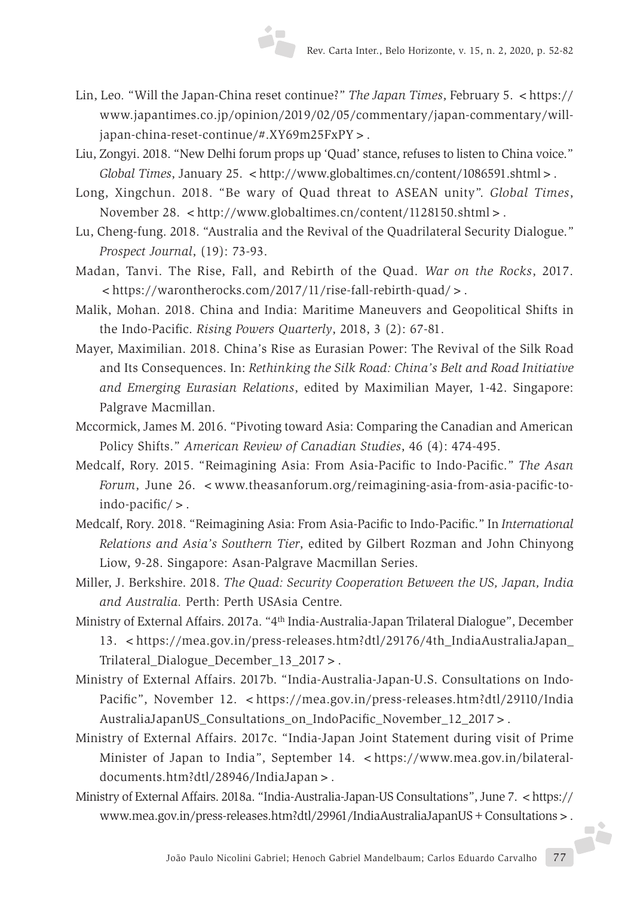Lin, Leo. "Will the Japan-China reset continue?" *The Japan Times*, February 5. < https://www.japantimes.co.jp/opinion/2019/02/05/commentary/japan-commentary/will-japan-china-reset-continue/#.XY69m25FxPY > .

Liu, Zongyi. 2018. "New Delhi forum props up 'Quad' stance, refuses to listen to China voice." *Global Times*, January 25. < http://www.globaltimes.cn/content/1086591.shtml > .

Long, Xingchun. 2018. "Be wary of Quad threat to ASEAN unity". *Global Times*, November 28. < http://www.globaltimes.cn/content/1128150.shtml > .

Lu, Cheng-fung. 2018. "Australia and the Revival of the Quadrilateral Security Dialogue." *Prospect Journal*, (19): 73-93.

Madan, Tanvi. The Rise, Fall, and Rebirth of the Quad. *War on the Rocks*, 2017. < https://warontherocks.com/2017/11/rise-fall-rebirth-quad/ > .

Malik, Mohan. 2018. China and India: Maritime Maneuvers and Geopolitical Shifts in the Indo-Pacific. *Rising Powers Quarterly*, 2018, 3 (2): 67-81.

Mayer, Maximilian. 2018. China's Rise as Eurasian Power: The Revival of the Silk Road and Its Consequences. In: *Rethinking the Silk Road: China's Belt and Road Initiative and Emerging Eurasian Relations*, edited by Maximilian Mayer, 1-42. Singapore: Palgrave Macmillan.

Mccormick, James M. 2016. "Pivoting toward Asia: Comparing the Canadian and American Policy Shifts." *American Review of Canadian Studies*, 46 (4): 474-495.

Medcalf, Rory. 2015. "Reimagining Asia: From Asia-Pacific to Indo-Pacific." *The Asan Forum*, June 26. < www.theasanforum.org/reimagining-asia-from-asia-pacific-to-indo-pacific/ > .

Medcalf, Rory. 2018. "Reimagining Asia: From Asia-Pacific to Indo-Pacific." In *International Relations and Asia's Southern Tier*, edited by Gilbert Rozman and John Chinyong Liow, 9-28. Singapore: Asan-Palgrave Macmillan Series.

Miller, J. Berkshire. 2018. *The Quad: Security Cooperation Between the US, Japan, India and Australia.* Perth: Perth USAsia Centre.

Ministry of External Affairs. 2017a. "4th India-Australia-Japan Trilateral Dialogue", December 13. < https://mea.gov.in/press-releases.htm?dtl/29176/4th_IndiaAustraliaJapan_Trilateral_Dialogue_December_13_2017 > .

Ministry of External Affairs. 2017b. "India-Australia-Japan-U.S. Consultations on Indo-Pacific", November 12. < https://mea.gov.in/press-releases.htm?dtl/29110/IndiaAustraliaJapanUS_Consultations_on_IndoPacific_November_12_2017 > .

Ministry of External Affairs. 2017c. "India-Japan Joint Statement during visit of Prime Minister of Japan to India", September 14. < https://www.mea.gov.in/bilateral-documents.htm?dtl/28946/IndiaJapan > .

Ministry of External Affairs. 2018a. "India-Australia-Japan-US Consultations", June 7. < https://www.mea.gov.in/press-releases.htm?dtl/29961/IndiaAustraliaJapanUS + Consultations > .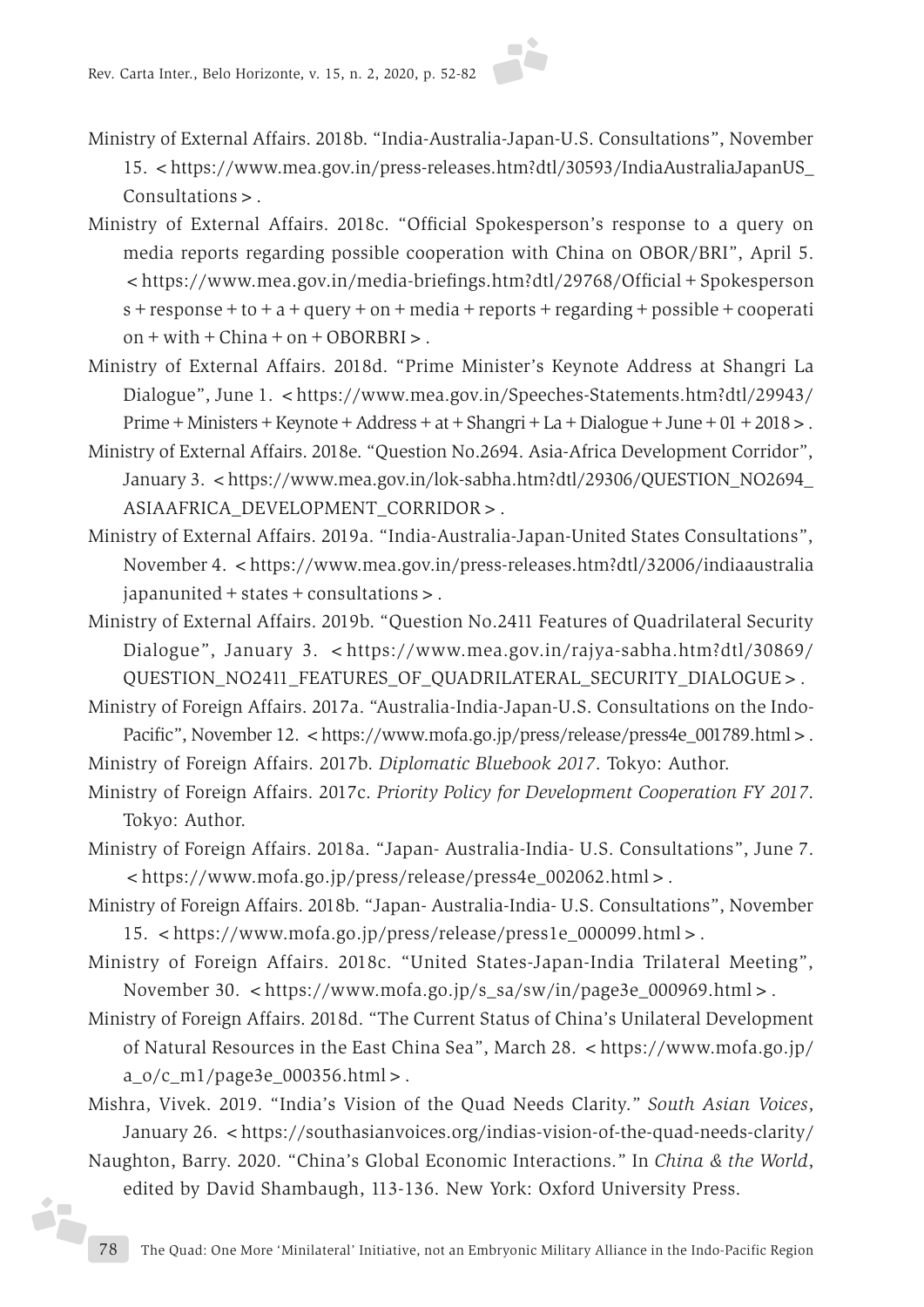Ministry of External Affairs. 2018b. "India-Australia-Japan-U.S. Consultations", November 15. <https://www.mea.gov.in/press-releases.htm?dtl/30593/IndiaAustraliaJapanUS_Consultations>.

Ministry of External Affairs. 2018c. "Official Spokesperson's response to a query on media reports regarding possible cooperation with China on OBOR/BRI", April 5. <https://www.mea.gov.in/media-briefings.htm?dtl/29768/Official+Spokespersons+response+to+a+query+on+media+reports+regarding+possible+cooperation+with+China+on+OBORBRI>.

Ministry of External Affairs. 2018d. "Prime Minister's Keynote Address at Shangri La Dialogue", June 1. <https://www.mea.gov.in/Speeches-Statements.htm?dtl/29943/Prime+Ministers+Keynote+Address+at+Shangri+La+Dialogue+June+01+2018>.

Ministry of External Affairs. 2018e. "Question No.2694. Asia-Africa Development Corridor", January 3. <https://www.mea.gov.in/lok-sabha.htm?dtl/29306/QUESTION_NO2694_ASIAAFRICA_DEVELOPMENT_CORRIDOR>.

Ministry of External Affairs. 2019a. "India-Australia-Japan-United States Consultations", November 4. <https://www.mea.gov.in/press-releases.htm?dtl/32006/indiaaustraliajapanunited+states+consultations>.

Ministry of External Affairs. 2019b. "Question No.2411 Features of Quadrilateral Security Dialogue", January 3. <https://www.mea.gov.in/rajya-sabha.htm?dtl/30869/QUESTION_NO2411_FEATURES_OF_QUADRILATERAL_SECURITY_DIALOGUE>.

Ministry of Foreign Affairs. 2017a. "Australia-India-Japan-U.S. Consultations on the Indo-Pacific", November 12. <https://www.mofa.go.jp/press/release/press4e_001789.html>.

Ministry of Foreign Affairs. 2017b. *Diplomatic Bluebook 2017*. Tokyo: Author.

Ministry of Foreign Affairs. 2017c. *Priority Policy for Development Cooperation FY 2017*. Tokyo: Author.

Ministry of Foreign Affairs. 2018a. "Japan- Australia-India- U.S. Consultations", June 7. <https://www.mofa.go.jp/press/release/press4e_002062.html>.

Ministry of Foreign Affairs. 2018b. "Japan- Australia-India- U.S. Consultations", November 15. <https://www.mofa.go.jp/press/release/press1e_000099.html>.

Ministry of Foreign Affairs. 2018c. "United States-Japan-India Trilateral Meeting", November 30. <https://www.mofa.go.jp/s_sa/sw/in/page3e_000969.html>.

Ministry of Foreign Affairs. 2018d. "The Current Status of China's Unilateral Development of Natural Resources in the East China Sea", March 28. <https://www.mofa.go.jp/a_o/c_m1/page3e_000356.html>.

Mishra, Vivek. 2019. "India's Vision of the Quad Needs Clarity." *South Asian Voices*, January 26. <https://southasianvoices.org/indias-vision-of-the-quad-needs-clarity/

Naughton, Barry. 2020. "China's Global Economic Interactions." In *China & the World*, edited by David Shambaugh, 113-136. New York: Oxford University Press.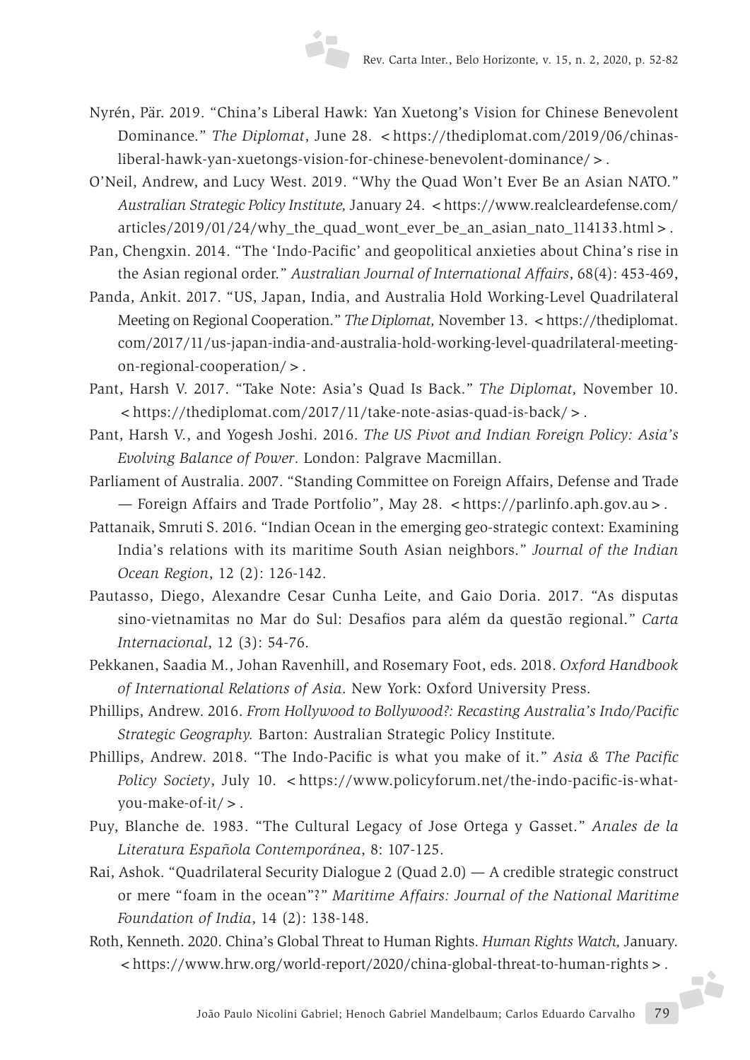Nyrén, Pär. 2019. "China's Liberal Hawk: Yan Xuetong's Vision for Chinese Benevolent Dominance." *The Diplomat*, June 28. <https://thediplomat.com/2019/06/chinas-liberal-hawk-yan-xuetongs-vision-for-chinese-benevolent-dominance/>.

O'Neil, Andrew, and Lucy West. 2019. "Why the Quad Won't Ever Be an Asian NATO." *Australian Strategic Policy Institute,* January 24. <https://www.realcleardefense.com/articles/2019/01/24/why_the_quad_wont_ever_be_an_asian_nato_114133.html>.

Pan, Chengxin. 2014. "The 'Indo-Pacific' and geopolitical anxieties about China's rise in the Asian regional order." *Australian Journal of International Affairs*, 68(4): 453-469,

Panda, Ankit. 2017. "US, Japan, India, and Australia Hold Working-Level Quadrilateral Meeting on Regional Cooperation." *The Diplomat,* November 13. <https://thediplomat.com/2017/11/us-japan-india-and-australia-hold-working-level-quadrilateral-meeting-on-regional-cooperation/>.

Pant, Harsh V. 2017. "Take Note: Asia's Quad Is Back." *The Diplomat,* November 10. <https://thediplomat.com/2017/11/take-note-asias-quad-is-back/>.

Pant, Harsh V., and Yogesh Joshi. 2016. *The US Pivot and Indian Foreign Policy: Asia's Evolving Balance of Power*. London: Palgrave Macmillan.

Parliament of Australia. 2007. "Standing Committee on Foreign Affairs, Defense and Trade — Foreign Affairs and Trade Portfolio", May 28. <https://parlinfo.aph.gov.au>.

Pattanaik, Smruti S. 2016. "Indian Ocean in the emerging geo-strategic context: Examining India's relations with its maritime South Asian neighbors." *Journal of the Indian Ocean Region*, 12 (2): 126-142.

Pautasso, Diego, Alexandre Cesar Cunha Leite, and Gaio Doria. 2017. "As disputas sino-vietnamitas no Mar do Sul: Desafios para além da questão regional." *Carta Internacional*, 12 (3): 54-76.

Pekkanen, Saadia M., Johan Ravenhill, and Rosemary Foot, eds. 2018. *Oxford Handbook of International Relations of Asia*. New York: Oxford University Press.

Phillips, Andrew. 2016. *From Hollywood to Bollywood?: Recasting Australia's Indo/Pacific Strategic Geography.* Barton: Australian Strategic Policy Institute.

Phillips, Andrew. 2018. "The Indo-Pacific is what you make of it." *Asia & The Pacific Policy Society*, July 10. <https://www.policyforum.net/the-indo-pacific-is-what-you-make-of-it/>.

Puy, Blanche de. 1983. "The Cultural Legacy of Jose Ortega y Gasset." *Anales de la Literatura Española Contemporánea*, 8: 107-125.

Rai, Ashok. "Quadrilateral Security Dialogue 2 (Quad 2.0) — A credible strategic construct or mere "foam in the ocean"?" *Maritime Affairs: Journal of the National Maritime Foundation of India*, 14 (2): 138-148.

Roth, Kenneth. 2020. China's Global Threat to Human Rights. *Human Rights Watch,* January. <https://www.hrw.org/world-report/2020/china-global-threat-to-human-rights>.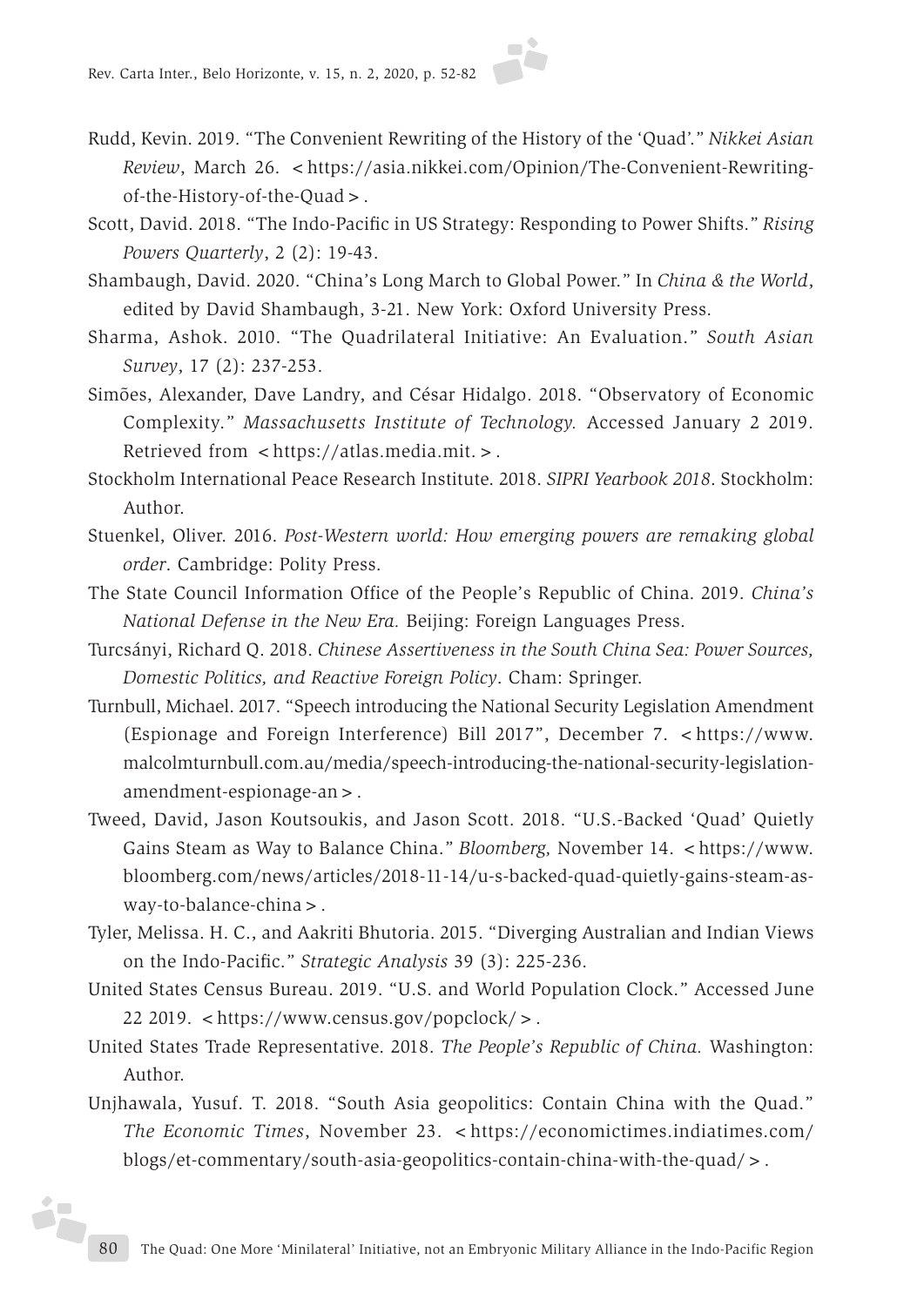Rudd, Kevin. 2019. "The Convenient Rewriting of the History of the 'Quad'." *Nikkei Asian Review*, March 26. <https://asia.nikkei.com/Opinion/The-Convenient-Rewriting-of-the-History-of-the-Quad>.

Scott, David. 2018. "The Indo-Pacific in US Strategy: Responding to Power Shifts." *Rising Powers Quarterly*, 2 (2): 19-43.

Shambaugh, David. 2020. "China's Long March to Global Power." In *China & the World*, edited by David Shambaugh, 3-21. New York: Oxford University Press.

Sharma, Ashok. 2010. "The Quadrilateral Initiative: An Evaluation." *South Asian Survey*, 17 (2): 237-253.

Simões, Alexander, Dave Landry, and César Hidalgo. 2018. "Observatory of Economic Complexity." *Massachusetts Institute of Technology.* Accessed January 2 2019. Retrieved from <https://atlas.media.mit.>.

Stockholm International Peace Research Institute. 2018. *SIPRI Yearbook 2018*. Stockholm: Author.

Stuenkel, Oliver. 2016. *Post-Western world: How emerging powers are remaking global order*. Cambridge: Polity Press.

The State Council Information Office of the People's Republic of China. 2019. *China's National Defense in the New Era.* Beijing: Foreign Languages Press.

Turcsányi, Richard Q. 2018. *Chinese Assertiveness in the South China Sea: Power Sources, Domestic Politics, and Reactive Foreign Policy*. Cham: Springer.

Turnbull, Michael. 2017. "Speech introducing the National Security Legislation Amendment (Espionage and Foreign Interference) Bill 2017", December 7. <https://www.malcolmturnbull.com.au/media/speech-introducing-the-national-security-legislation-amendment-espionage-an>.

Tweed, David, Jason Koutsoukis, and Jason Scott. 2018. "U.S.-Backed 'Quad' Quietly Gains Steam as Way to Balance China." *Bloomberg,* November 14. <https://www.bloomberg.com/news/articles/2018-11-14/u-s-backed-quad-quietly-gains-steam-as-way-to-balance-china>.

Tyler, Melissa. H. C., and Aakriti Bhutoria. 2015. "Diverging Australian and Indian Views on the Indo-Pacific." *Strategic Analysis* 39 (3): 225-236.

United States Census Bureau. 2019. "U.S. and World Population Clock." Accessed June 22 2019. <https://www.census.gov/popclock/>.

United States Trade Representative. 2018. *The People's Republic of China.* Washington: Author.

Unjhawala, Yusuf. T. 2018. "South Asia geopolitics: Contain China with the Quad." *The Economic Times*, November 23. <https://economictimes.indiatimes.com/blogs/et-commentary/south-asia-geopolitics-contain-china-with-the-quad/>.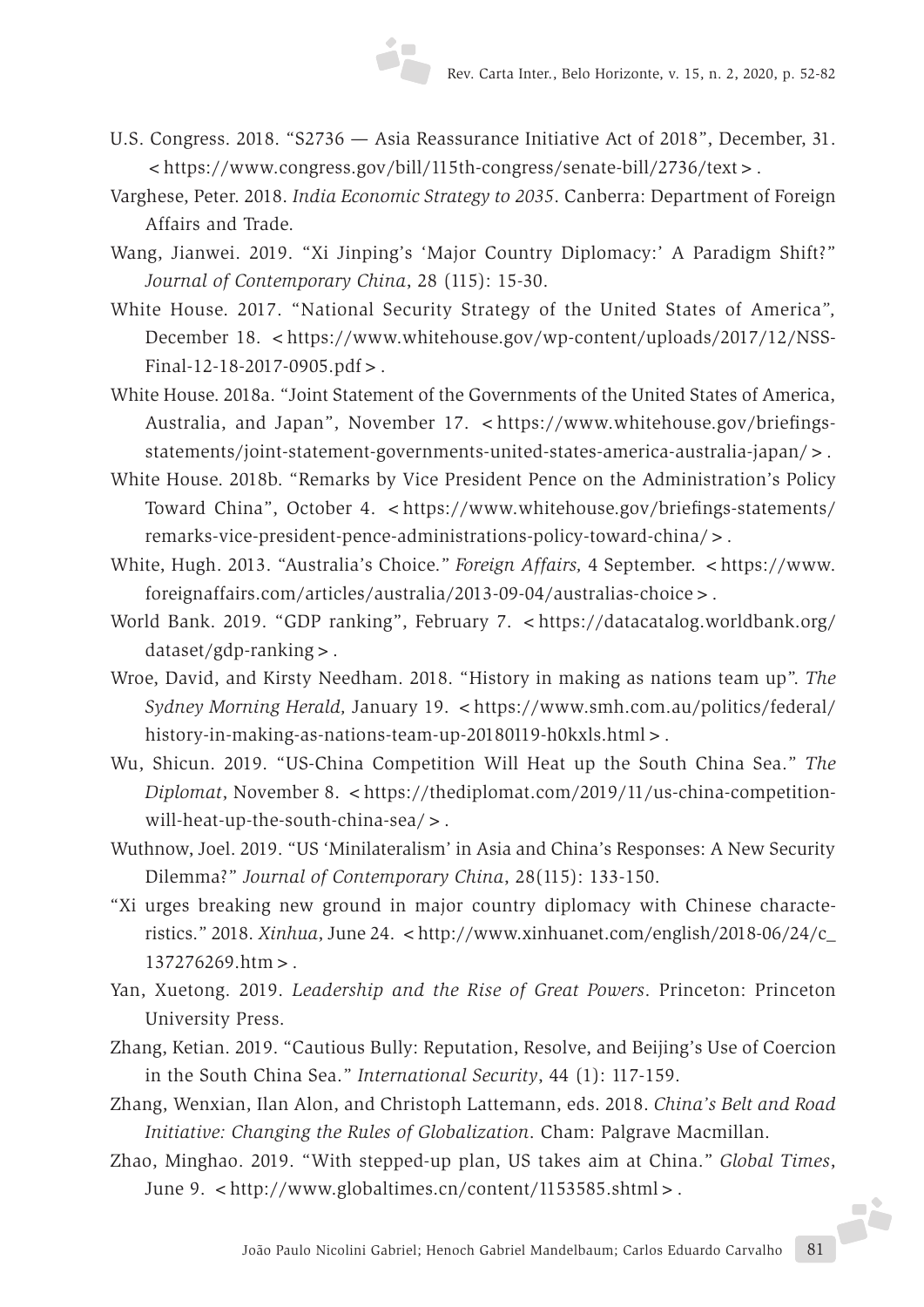U.S. Congress. 2018. "S2736 — Asia Reassurance Initiative Act of 2018", December, 31. <https://www.congress.gov/bill/115th-congress/senate-bill/2736/text>.

Varghese, Peter. 2018. *India Economic Strategy to 2035*. Canberra: Department of Foreign Affairs and Trade.

Wang, Jianwei. 2019. "Xi Jinping's 'Major Country Diplomacy:' A Paradigm Shift?" *Journal of Contemporary China*, 28 (115): 15-30.

White House. 2017. "National Security Strategy of the United States of America", December 18. <https://www.whitehouse.gov/wp-content/uploads/2017/12/NSS-Final-12-18-2017-0905.pdf>.

White House. 2018a. "Joint Statement of the Governments of the United States of America, Australia, and Japan", November 17. <https://www.whitehouse.gov/briefings-statements/joint-statement-governments-united-states-america-australia-japan/>.

White House. 2018b. "Remarks by Vice President Pence on the Administration's Policy Toward China", October 4. <https://www.whitehouse.gov/briefings-statements/remarks-vice-president-pence-administrations-policy-toward-china/>.

White, Hugh. 2013. "Australia's Choice." *Foreign Affairs*, 4 September. <https://www.foreignaffairs.com/articles/australia/2013-09-04/australias-choice>.

World Bank. 2019. "GDP ranking", February 7. <https://datacatalog.worldbank.org/dataset/gdp-ranking>.

Wroe, David, and Kirsty Needham. 2018. "History in making as nations team up". *The Sydney Morning Herald,* January 19. <https://www.smh.com.au/politics/federal/history-in-making-as-nations-team-up-20180119-h0kxls.html>.

Wu, Shicun. 2019. "US-China Competition Will Heat up the South China Sea." *The Diplomat*, November 8. <https://thediplomat.com/2019/11/us-china-competition-will-heat-up-the-south-china-sea/>.

Wuthnow, Joel. 2019. "US 'Minilateralism' in Asia and China's Responses: A New Security Dilemma?" *Journal of Contemporary China*, 28(115): 133-150.

"Xi urges breaking new ground in major country diplomacy with Chinese characteristics." 2018. *Xinhua*, June 24. <http://www.xinhuanet.com/english/2018-06/24/c_137276269.htm>.

Yan, Xuetong. 2019. *Leadership and the Rise of Great Powers*. Princeton: Princeton University Press.

Zhang, Ketian. 2019. "Cautious Bully: Reputation, Resolve, and Beijing's Use of Coercion in the South China Sea." *International Security*, 44 (1): 117-159.

Zhang, Wenxian, Ilan Alon, and Christoph Lattemann, eds. 2018. *China's Belt and Road Initiative: Changing the Rules of Globalization*. Cham: Palgrave Macmillan.

Zhao, Minghao. 2019. "With stepped-up plan, US takes aim at China." *Global Times*, June 9. <http://www.globaltimes.cn/content/1153585.shtml>.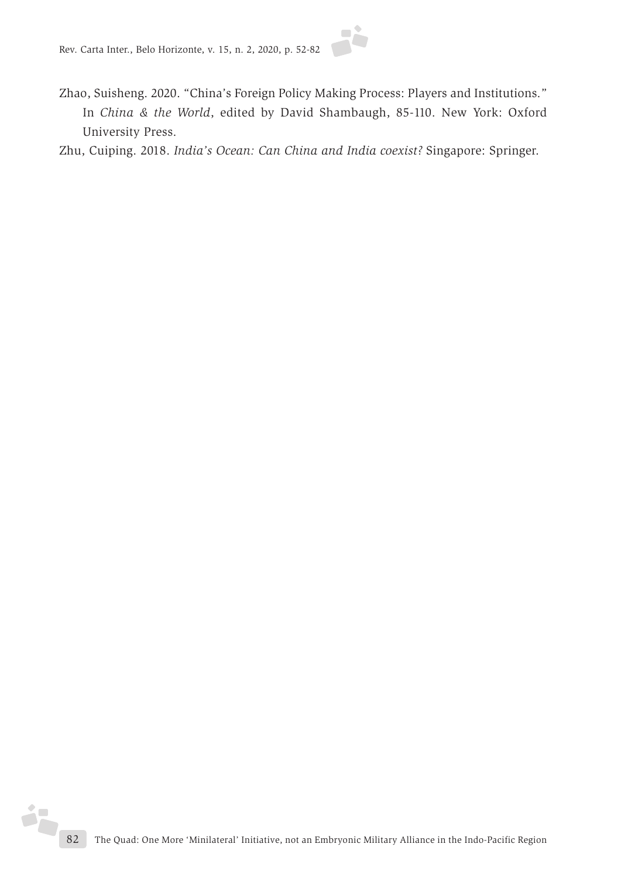Zhao, Suisheng. 2020. "China's Foreign Policy Making Process: Players and Institutions." In *China & the World*, edited by David Shambaugh, 85-110. New York: Oxford University Press.

Zhu, Cuiping. 2018. *India's Ocean: Can China and India coexist?* Singapore: Springer.